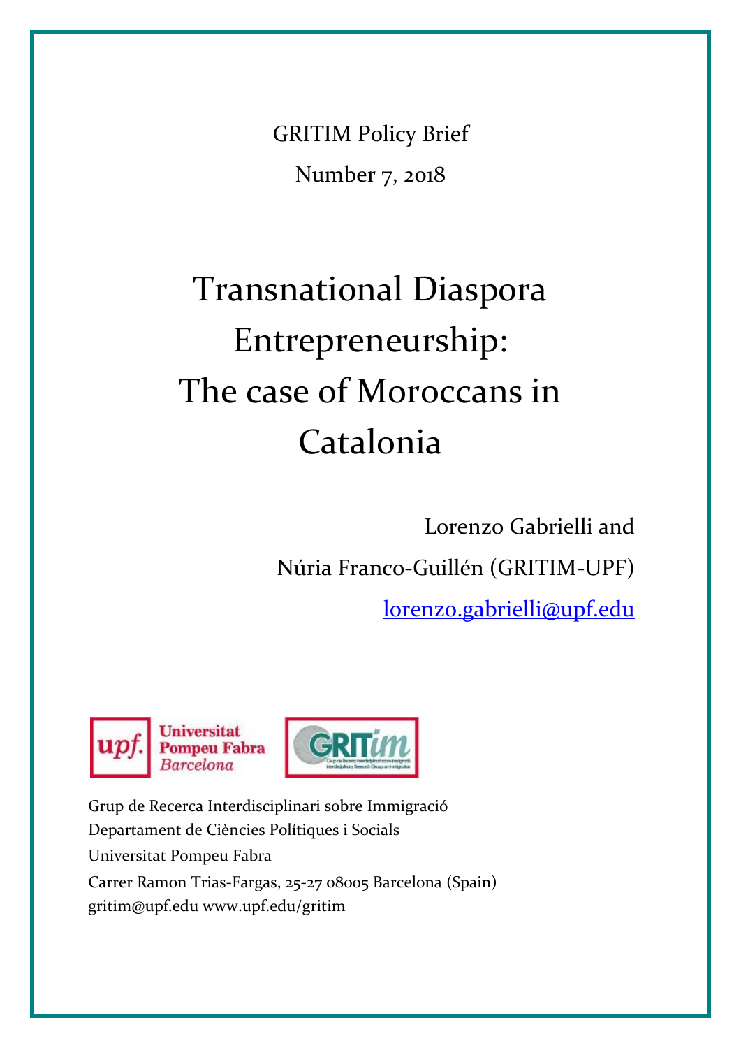GRITIM Policy Brief

Number 7, 2018

# Transnational Diaspora Entrepreneurship: The case of Moroccans in Catalonia

Lorenzo Gabrielli and

Núria Franco-Guillén (GRITIM-UPF)

lorenzo.gabrielli@upf.edu

Grup de Recerca Interdisciplinari sobre Immigració

Departament de Ciències Polítiques i Socials

Universitat Pompeu Fabra

Carrer Ramon Trias-Fargas, 25-27 08005 Barcelona (Spain)

gritim@upf.edu www.upf.edu/gritim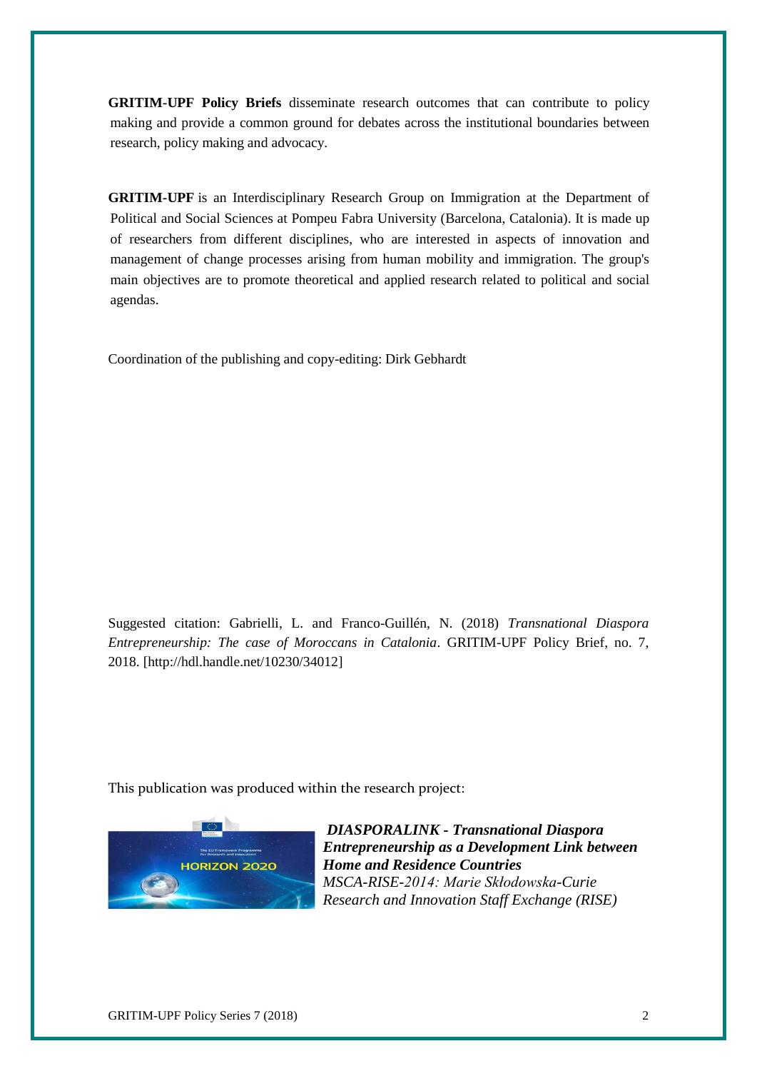**GRITIM-UPF Policy Briefs** disseminate research outcomes that can contribute to policy making and provide a common ground for debates across the institutional boundaries between research, policy making and advocacy.

**GRITIM-UPF** is an Interdisciplinary Research Group on Immigration at the Department of Political and Social Sciences at Pompeu Fabra University (Barcelona, Catalonia). It is made up of researchers from different disciplines, who are interested in aspects of innovation and management of change processes arising from human mobility and immigration. The group's main objectives are to promote theoretical and applied research related to political and social agendas.

Coordination of the publishing and copy-editing: Dirk Gebhardt

Suggested citation: Gabrielli, L. and Franco-Guillén, N. (2018) *Transnational Diaspora Entrepreneurship: The case of Moroccans in Catalonia*. GRITIM-UPF Policy Brief, no. 7, 2018. [http://hdl.handle.net/10230/34012]

This publication was produced within the research project:

***DIASPORALINK - Transnational Diaspora Entrepreneurship as a Development Link between Home and Residence Countries***
*MSCA-RISE-2014: Marie Skłodowska-Curie Research and Innovation Staff Exchange (RISE)*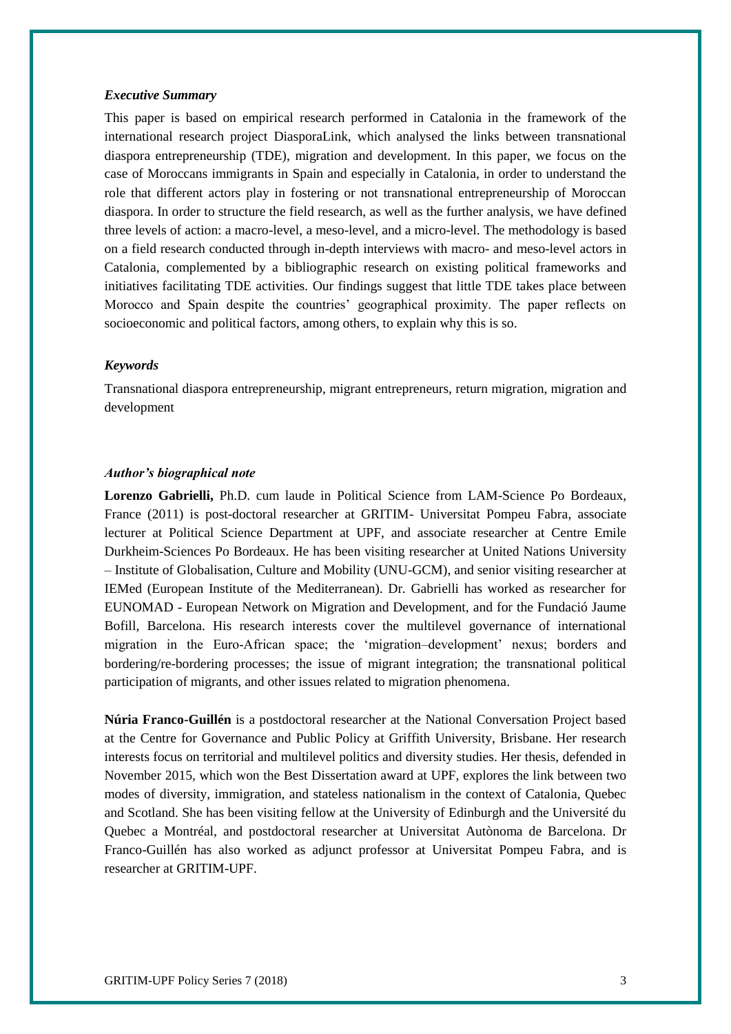### *Executive Summary*

This paper is based on empirical research performed in Catalonia in the framework of the international research project DiasporaLink, which analysed the links between transnational diaspora entrepreneurship (TDE), migration and development. In this paper, we focus on the case of Moroccans immigrants in Spain and especially in Catalonia, in order to understand the role that different actors play in fostering or not transnational entrepreneurship of Moroccan diaspora. In order to structure the field research, as well as the further analysis, we have defined three levels of action: a macro-level, a meso-level, and a micro-level. The methodology is based on a field research conducted through in-depth interviews with macro- and meso-level actors in Catalonia, complemented by a bibliographic research on existing political frameworks and initiatives facilitating TDE activities. Our findings suggest that little TDE takes place between Morocco and Spain despite the countries' geographical proximity. The paper reflects on socioeconomic and political factors, among others, to explain why this is so.

### *Keywords*

Transnational diaspora entrepreneurship, migrant entrepreneurs, return migration, migration and development

### *Author's biographical note*

**Lorenzo Gabrielli,** Ph.D. cum laude in Political Science from LAM-Science Po Bordeaux, France (2011) is post-doctoral researcher at GRITIM- Universitat Pompeu Fabra, associate lecturer at Political Science Department at UPF, and associate researcher at Centre Emile Durkheim-Sciences Po Bordeaux. He has been visiting researcher at United Nations University – Institute of Globalisation, Culture and Mobility (UNU-GCM), and senior visiting researcher at IEMed (European Institute of the Mediterranean). Dr. Gabrielli has worked as researcher for EUNOMAD - European Network on Migration and Development, and for the Fundació Jaume Bofill, Barcelona. His research interests cover the multilevel governance of international migration in the Euro-African space; the 'migration–development' nexus; borders and bordering/re-bordering processes; the issue of migrant integration; the transnational political participation of migrants, and other issues related to migration phenomena.

**Núria Franco-Guillén** is a postdoctoral researcher at the National Conversation Project based at the Centre for Governance and Public Policy at Griffith University, Brisbane. Her research interests focus on territorial and multilevel politics and diversity studies. Her thesis, defended in November 2015, which won the Best Dissertation award at UPF, explores the link between two modes of diversity, immigration, and stateless nationalism in the context of Catalonia, Quebec and Scotland. She has been visiting fellow at the University of Edinburgh and the Université du Quebec a Montréal, and postdoctoral researcher at Universitat Autònoma de Barcelona. Dr Franco-Guillén has also worked as adjunct professor at Universitat Pompeu Fabra, and is researcher at GRITIM-UPF.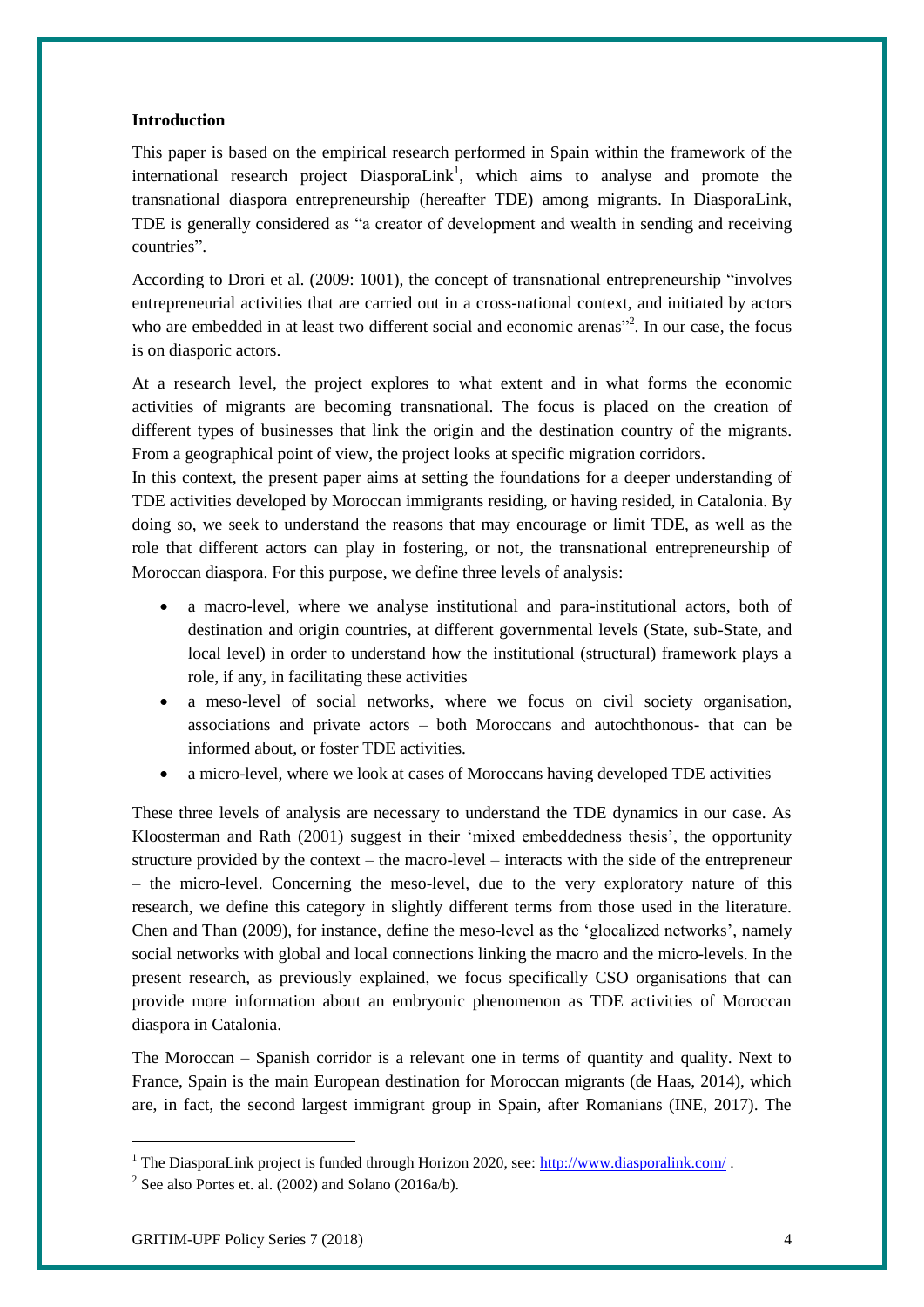**Introduction**

This paper is based on the empirical research performed in Spain within the framework of the international research project DiasporaLink[1], which aims to analyse and promote the transnational diaspora entrepreneurship (hereafter TDE) among migrants. In DiasporaLink, TDE is generally considered as "a creator of development and wealth in sending and receiving countries".

According to Drori et al. (2009: 1001), the concept of transnational entrepreneurship "involves entrepreneurial activities that are carried out in a cross-national context, and initiated by actors who are embedded in at least two different social and economic arenas"[2]. In our case, the focus is on diasporic actors.

At a research level, the project explores to what extent and in what forms the economic activities of migrants are becoming transnational. The focus is placed on the creation of different types of businesses that link the origin and the destination country of the migrants. From a geographical point of view, the project looks at specific migration corridors.

In this context, the present paper aims at setting the foundations for a deeper understanding of TDE activities developed by Moroccan immigrants residing, or having resided, in Catalonia. By doing so, we seek to understand the reasons that may encourage or limit TDE, as well as the role that different actors can play in fostering, or not, the transnational entrepreneurship of Moroccan diaspora. For this purpose, we define three levels of analysis:

- a macro-level, where we analyse institutional and para-institutional actors, both of destination and origin countries, at different governmental levels (State, sub-State, and local level) in order to understand how the institutional (structural) framework plays a role, if any, in facilitating these activities
- a meso-level of social networks, where we focus on civil society organisation, associations and private actors – both Moroccans and autochthonous- that can be informed about, or foster TDE activities.
- a micro-level, where we look at cases of Moroccans having developed TDE activities

These three levels of analysis are necessary to understand the TDE dynamics in our case. As Kloosterman and Rath (2001) suggest in their 'mixed embeddedness thesis', the opportunity structure provided by the context – the macro-level – interacts with the side of the entrepreneur – the micro-level. Concerning the meso-level, due to the very exploratory nature of this research, we define this category in slightly different terms from those used in the literature. Chen and Than (2009), for instance, define the meso-level as the 'glocalized networks', namely social networks with global and local connections linking the macro and the micro-levels. In the present research, as previously explained, we focus specifically CSO organisations that can provide more information about an embryonic phenomenon as TDE activities of Moroccan diaspora in Catalonia.

The Moroccan – Spanish corridor is a relevant one in terms of quantity and quality. Next to France, Spain is the main European destination for Moroccan migrants (de Haas, 2014), which are, in fact, the second largest immigrant group in Spain, after Romanians (INE, 2017). The

---

[1] The DiasporaLink project is funded through Horizon 2020, see: http://www.diasporalink.com/ .

[2] See also Portes et. al. (2002) and Solano (2016a/b).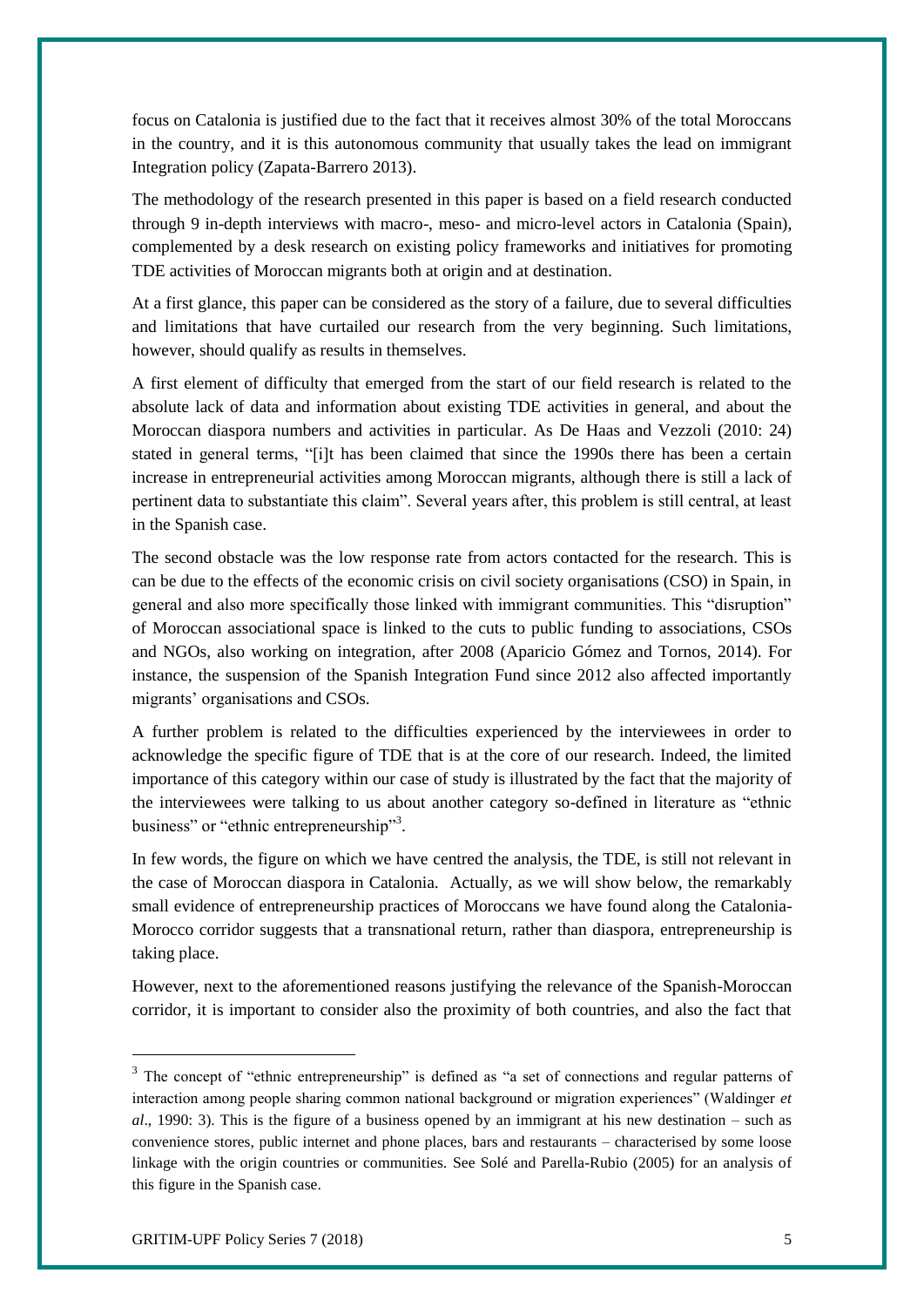focus on Catalonia is justified due to the fact that it receives almost 30% of the total Moroccans in the country, and it is this autonomous community that usually takes the lead on immigrant Integration policy (Zapata-Barrero 2013).

The methodology of the research presented in this paper is based on a field research conducted through 9 in-depth interviews with macro-, meso- and micro-level actors in Catalonia (Spain), complemented by a desk research on existing policy frameworks and initiatives for promoting TDE activities of Moroccan migrants both at origin and at destination.

At a first glance, this paper can be considered as the story of a failure, due to several difficulties and limitations that have curtailed our research from the very beginning. Such limitations, however, should qualify as results in themselves.

A first element of difficulty that emerged from the start of our field research is related to the absolute lack of data and information about existing TDE activities in general, and about the Moroccan diaspora numbers and activities in particular. As De Haas and Vezzoli (2010: 24) stated in general terms, "[i]t has been claimed that since the 1990s there has been a certain increase in entrepreneurial activities among Moroccan migrants, although there is still a lack of pertinent data to substantiate this claim". Several years after, this problem is still central, at least in the Spanish case.

The second obstacle was the low response rate from actors contacted for the research. This is can be due to the effects of the economic crisis on civil society organisations (CSO) in Spain, in general and also more specifically those linked with immigrant communities. This "disruption" of Moroccan associational space is linked to the cuts to public funding to associations, CSOs and NGOs, also working on integration, after 2008 (Aparicio Gómez and Tornos, 2014). For instance, the suspension of the Spanish Integration Fund since 2012 also affected importantly migrants' organisations and CSOs.

A further problem is related to the difficulties experienced by the interviewees in order to acknowledge the specific figure of TDE that is at the core of our research. Indeed, the limited importance of this category within our case of study is illustrated by the fact that the majority of the interviewees were talking to us about another category so-defined in literature as "ethnic business" or "ethnic entrepreneurship"[3].

In few words, the figure on which we have centred the analysis, the TDE, is still not relevant in the case of Moroccan diaspora in Catalonia. Actually, as we will show below, the remarkably small evidence of entrepreneurship practices of Moroccans we have found along the Catalonia-Morocco corridor suggests that a transnational return, rather than diaspora, entrepreneurship is taking place.

However, next to the aforementioned reasons justifying the relevance of the Spanish-Moroccan corridor, it is important to consider also the proximity of both countries, and also the fact that

[3] The concept of "ethnic entrepreneurship" is defined as "a set of connections and regular patterns of interaction among people sharing common national background or migration experiences" (Waldinger *et al*., 1990: 3). This is the figure of a business opened by an immigrant at his new destination – such as convenience stores, public internet and phone places, bars and restaurants – characterised by some loose linkage with the origin countries or communities. See Solé and Parella-Rubio (2005) for an analysis of this figure in the Spanish case.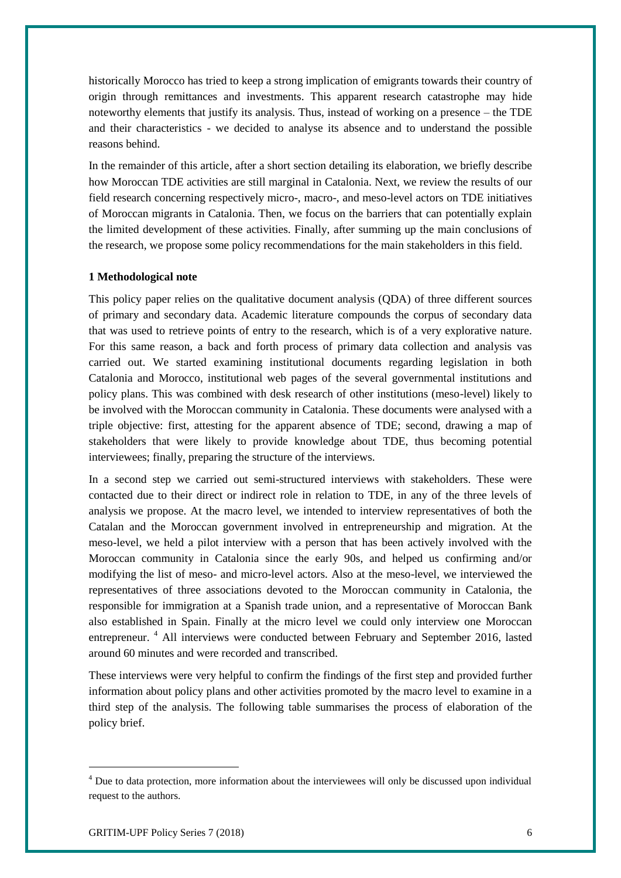historically Morocco has tried to keep a strong implication of emigrants towards their country of origin through remittances and investments. This apparent research catastrophe may hide noteworthy elements that justify its analysis. Thus, instead of working on a presence – the TDE and their characteristics - we decided to analyse its absence and to understand the possible reasons behind.

In the remainder of this article, after a short section detailing its elaboration, we briefly describe how Moroccan TDE activities are still marginal in Catalonia. Next, we review the results of our field research concerning respectively micro-, macro-, and meso-level actors on TDE initiatives of Moroccan migrants in Catalonia. Then, we focus on the barriers that can potentially explain the limited development of these activities. Finally, after summing up the main conclusions of the research, we propose some policy recommendations for the main stakeholders in this field.

## 1 Methodological note

This policy paper relies on the qualitative document analysis (QDA) of three different sources of primary and secondary data. Academic literature compounds the corpus of secondary data that was used to retrieve points of entry to the research, which is of a very explorative nature. For this same reason, a back and forth process of primary data collection and analysis vas carried out. We started examining institutional documents regarding legislation in both Catalonia and Morocco, institutional web pages of the several governmental institutions and policy plans. This was combined with desk research of other institutions (meso-level) likely to be involved with the Moroccan community in Catalonia. These documents were analysed with a triple objective: first, attesting for the apparent absence of TDE; second, drawing a map of stakeholders that were likely to provide knowledge about TDE, thus becoming potential interviewees; finally, preparing the structure of the interviews.

In a second step we carried out semi-structured interviews with stakeholders. These were contacted due to their direct or indirect role in relation to TDE, in any of the three levels of analysis we propose. At the macro level, we intended to interview representatives of both the Catalan and the Moroccan government involved in entrepreneurship and migration. At the meso-level, we held a pilot interview with a person that has been actively involved with the Moroccan community in Catalonia since the early 90s, and helped us confirming and/or modifying the list of meso- and micro-level actors. Also at the meso-level, we interviewed the representatives of three associations devoted to the Moroccan community in Catalonia, the responsible for immigration at a Spanish trade union, and a representative of Moroccan Bank also established in Spain. Finally at the micro level we could only interview one Moroccan entrepreneur. [4] All interviews were conducted between February and September 2016, lasted around 60 minutes and were recorded and transcribed.

These interviews were very helpful to confirm the findings of the first step and provided further information about policy plans and other activities promoted by the macro level to examine in a third step of the analysis. The following table summarises the process of elaboration of the policy brief.

[4] Due to data protection, more information about the interviewees will only be discussed upon individual request to the authors.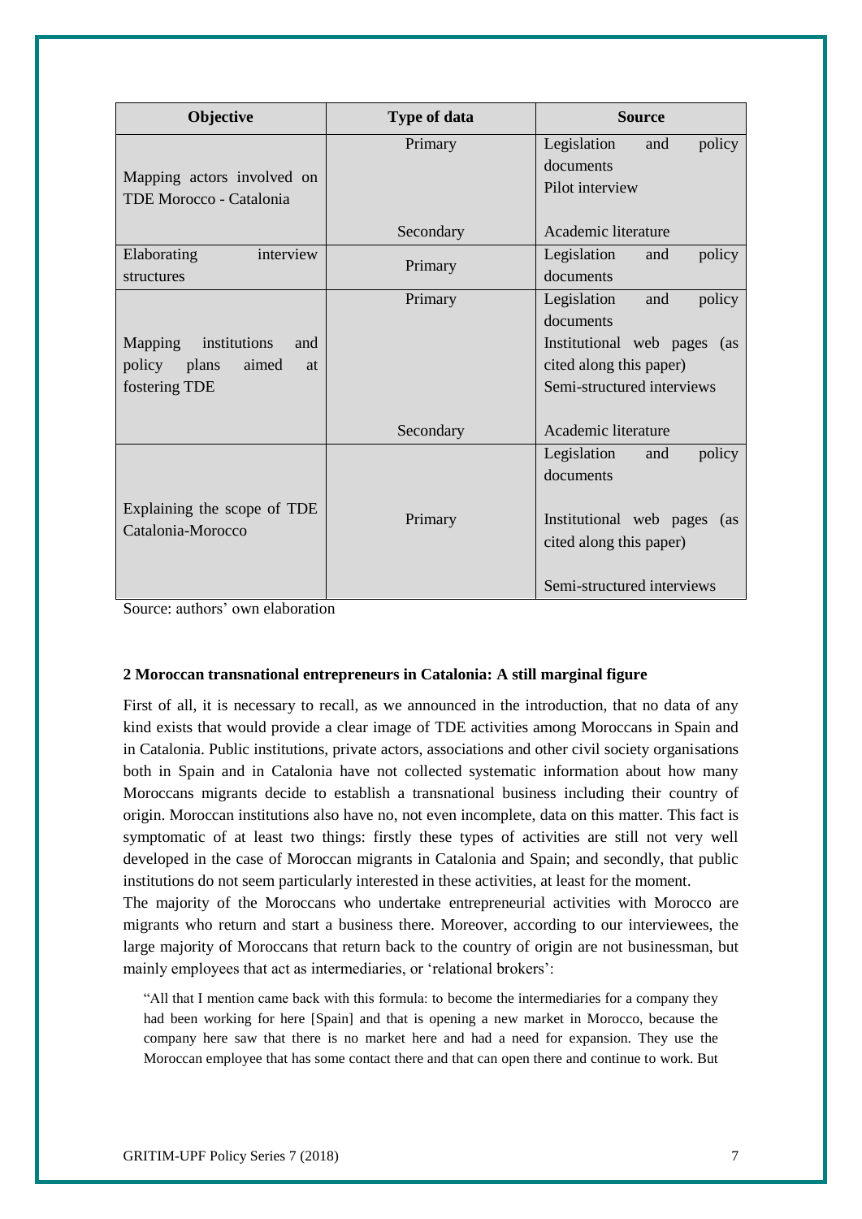| Objective | Type of data | Source |
|---|---|---|
| Mapping actors involved on TDE Morocco - Catalonia | Primary | Legislation and policy documents<br>Pilot interview |
| | Secondary | Academic literature |
| Elaborating interview structures | Primary | Legislation and policy documents |
| Mapping institutions and policy plans aimed at fostering TDE | Primary | Legislation and policy documents<br>Institutional web pages (as cited along this paper)<br>Semi-structured interviews |
| | Secondary | Academic literature |
| Explaining the scope of TDE Catalonia-Morocco | Primary | Legislation and policy documents<br>Institutional web pages (as cited along this paper)<br>Semi-structured interviews |

Source: authors' own elaboration

## 2 Moroccan transnational entrepreneurs in Catalonia: A still marginal figure

First of all, it is necessary to recall, as we announced in the introduction, that no data of any kind exists that would provide a clear image of TDE activities among Moroccans in Spain and in Catalonia. Public institutions, private actors, associations and other civil society organisations both in Spain and in Catalonia have not collected systematic information about how many Moroccans migrants decide to establish a transnational business including their country of origin. Moroccan institutions also have no, not even incomplete, data on this matter. This fact is symptomatic of at least two things: firstly these types of activities are still not very well developed in the case of Moroccan migrants in Catalonia and Spain; and secondly, that public institutions do not seem particularly interested in these activities, at least for the moment.

The majority of the Moroccans who undertake entrepreneurial activities with Morocco are migrants who return and start a business there. Moreover, according to our interviewees, the large majority of Moroccans that return back to the country of origin are not businessman, but mainly employees that act as intermediaries, or 'relational brokers':

> "All that I mention came back with this formula: to become the intermediaries for a company they had been working for here [Spain] and that is opening a new market in Morocco, because the company here saw that there is no market here and had a need for expansion. They use the Moroccan employee that has some contact there and that can open there and continue to work. But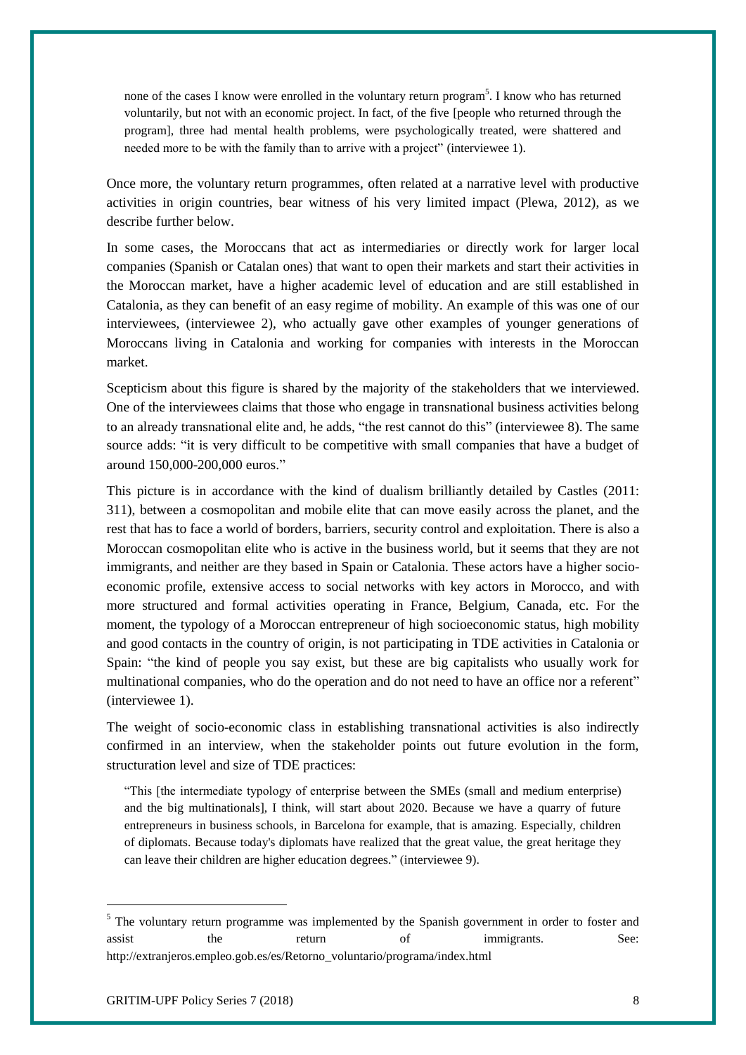> none of the cases I know were enrolled in the voluntary return program[5]. I know who has returned voluntarily, but not with an economic project. In fact, of the five [people who returned through the program], three had mental health problems, were psychologically treated, were shattered and needed more to be with the family than to arrive with a project" (interviewee 1).

Once more, the voluntary return programmes, often related at a narrative level with productive activities in origin countries, bear witness of his very limited impact (Plewa, 2012), as we describe further below.

In some cases, the Moroccans that act as intermediaries or directly work for larger local companies (Spanish or Catalan ones) that want to open their markets and start their activities in the Moroccan market, have a higher academic level of education and are still established in Catalonia, as they can benefit of an easy regime of mobility. An example of this was one of our interviewees, (interviewee 2), who actually gave other examples of younger generations of Moroccans living in Catalonia and working for companies with interests in the Moroccan market.

Scepticism about this figure is shared by the majority of the stakeholders that we interviewed. One of the interviewees claims that those who engage in transnational business activities belong to an already transnational elite and, he adds, "the rest cannot do this" (interviewee 8). The same source adds: "it is very difficult to be competitive with small companies that have a budget of around 150,000-200,000 euros."

This picture is in accordance with the kind of dualism brilliantly detailed by Castles (2011: 311), between a cosmopolitan and mobile elite that can move easily across the planet, and the rest that has to face a world of borders, barriers, security control and exploitation. There is also a Moroccan cosmopolitan elite who is active in the business world, but it seems that they are not immigrants, and neither are they based in Spain or Catalonia. These actors have a higher socio-economic profile, extensive access to social networks with key actors in Morocco, and with more structured and formal activities operating in France, Belgium, Canada, etc. For the moment, the typology of a Moroccan entrepreneur of high socioeconomic status, high mobility and good contacts in the country of origin, is not participating in TDE activities in Catalonia or Spain: "the kind of people you say exist, but these are big capitalists who usually work for multinational companies, who do the operation and do not need to have an office nor a referent" (interviewee 1).

The weight of socio-economic class in establishing transnational activities is also indirectly confirmed in an interview, when the stakeholder points out future evolution in the form, structuration level and size of TDE practices:

> "This [the intermediate typology of enterprise between the SMEs (small and medium enterprise) and the big multinationals], I think, will start about 2020. Because we have a quarry of future entrepreneurs in business schools, in Barcelona for example, that is amazing. Especially, children of diplomats. Because today's diplomats have realized that the great value, the great heritage they can leave their children are higher education degrees." (interviewee 9).

---

[5] The voluntary return programme was implemented by the Spanish government in order to foster and assist the return of immigrants. See: http://extranjeros.empleo.gob.es/es/Retorno_voluntario/programa/index.html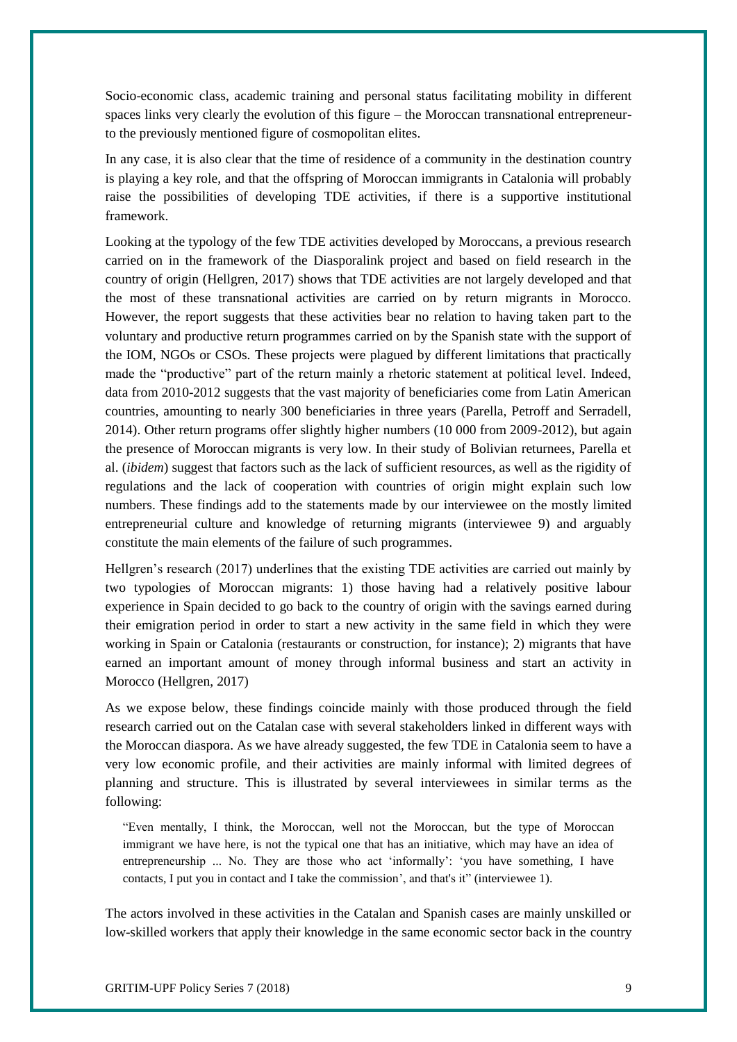Socio-economic class, academic training and personal status facilitating mobility in different spaces links very clearly the evolution of this figure – the Moroccan transnational entrepreneur- to the previously mentioned figure of cosmopolitan elites.

In any case, it is also clear that the time of residence of a community in the destination country is playing a key role, and that the offspring of Moroccan immigrants in Catalonia will probably raise the possibilities of developing TDE activities, if there is a supportive institutional framework.

Looking at the typology of the few TDE activities developed by Moroccans, a previous research carried on in the framework of the Diasporalink project and based on field research in the country of origin (Hellgren, 2017) shows that TDE activities are not largely developed and that the most of these transnational activities are carried on by return migrants in Morocco. However, the report suggests that these activities bear no relation to having taken part to the voluntary and productive return programmes carried on by the Spanish state with the support of the IOM, NGOs or CSOs. These projects were plagued by different limitations that practically made the "productive" part of the return mainly a rhetoric statement at political level. Indeed, data from 2010-2012 suggests that the vast majority of beneficiaries come from Latin American countries, amounting to nearly 300 beneficiaries in three years (Parella, Petroff and Serradell, 2014). Other return programs offer slightly higher numbers (10 000 from 2009-2012), but again the presence of Moroccan migrants is very low. In their study of Bolivian returnees, Parella et al. (*ibidem*) suggest that factors such as the lack of sufficient resources, as well as the rigidity of regulations and the lack of cooperation with countries of origin might explain such low numbers. These findings add to the statements made by our interviewee on the mostly limited entrepreneurial culture and knowledge of returning migrants (interviewee 9) and arguably constitute the main elements of the failure of such programmes.

Hellgren's research (2017) underlines that the existing TDE activities are carried out mainly by two typologies of Moroccan migrants: 1) those having had a relatively positive labour experience in Spain decided to go back to the country of origin with the savings earned during their emigration period in order to start a new activity in the same field in which they were working in Spain or Catalonia (restaurants or construction, for instance); 2) migrants that have earned an important amount of money through informal business and start an activity in Morocco (Hellgren, 2017)

As we expose below, these findings coincide mainly with those produced through the field research carried out on the Catalan case with several stakeholders linked in different ways with the Moroccan diaspora. As we have already suggested, the few TDE in Catalonia seem to have a very low economic profile, and their activities are mainly informal with limited degrees of planning and structure. This is illustrated by several interviewees in similar terms as the following:

> "Even mentally, I think, the Moroccan, well not the Moroccan, but the type of Moroccan immigrant we have here, is not the typical one that has an initiative, which may have an idea of entrepreneurship ... No. They are those who act 'informally': 'you have something, I have contacts, I put you in contact and I take the commission', and that's it" (interviewee 1).

The actors involved in these activities in the Catalan and Spanish cases are mainly unskilled or low-skilled workers that apply their knowledge in the same economic sector back in the country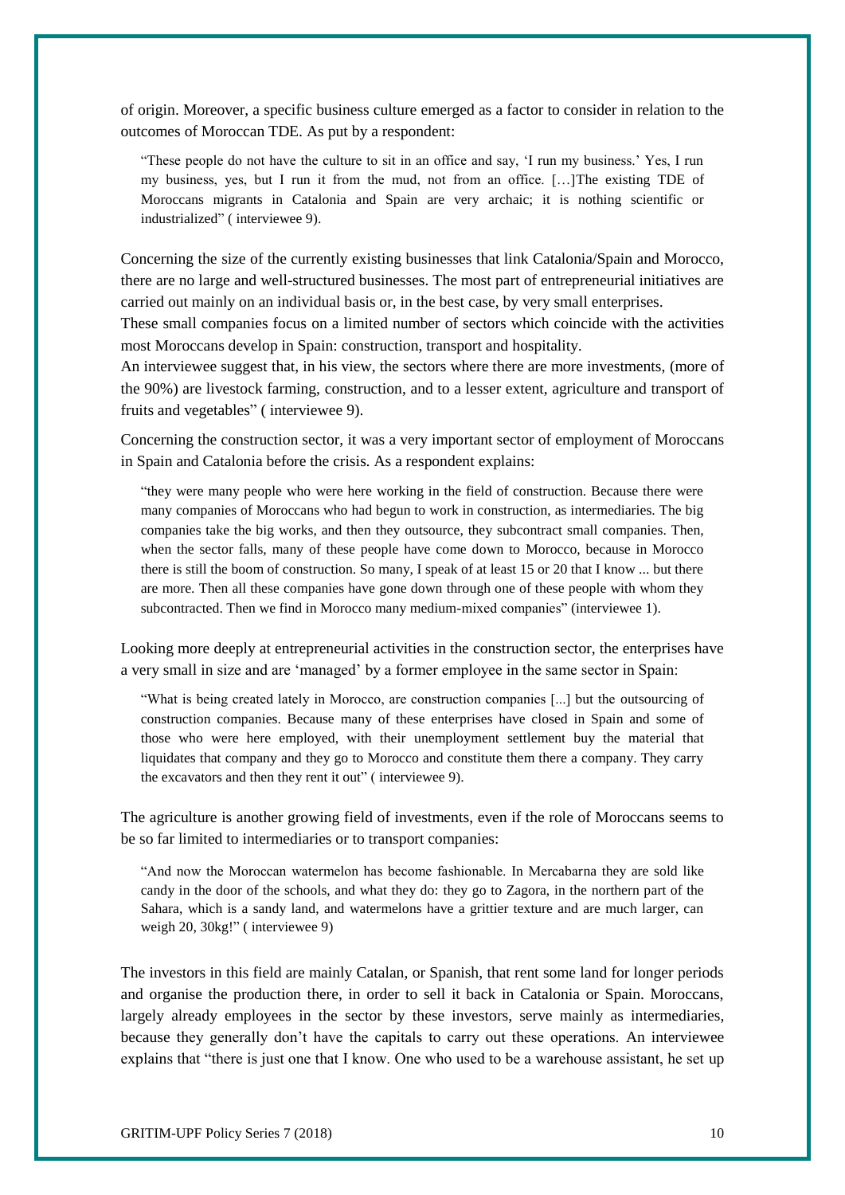of origin. Moreover, a specific business culture emerged as a factor to consider in relation to the outcomes of Moroccan TDE. As put by a respondent:

> "These people do not have the culture to sit in an office and say, 'I run my business.' Yes, I run my business, yes, but I run it from the mud, not from an office. […]The existing TDE of Moroccans migrants in Catalonia and Spain are very archaic; it is nothing scientific or industrialized" ( interviewee 9).

Concerning the size of the currently existing businesses that link Catalonia/Spain and Morocco, there are no large and well-structured businesses. The most part of entrepreneurial initiatives are carried out mainly on an individual basis or, in the best case, by very small enterprises.

These small companies focus on a limited number of sectors which coincide with the activities most Moroccans develop in Spain: construction, transport and hospitality.

An interviewee suggest that, in his view, the sectors where there are more investments, (more of the 90%) are livestock farming, construction, and to a lesser extent, agriculture and transport of fruits and vegetables" ( interviewee 9).

Concerning the construction sector, it was a very important sector of employment of Moroccans in Spain and Catalonia before the crisis. As a respondent explains:

> "they were many people who were here working in the field of construction. Because there were many companies of Moroccans who had begun to work in construction, as intermediaries. The big companies take the big works, and then they outsource, they subcontract small companies. Then, when the sector falls, many of these people have come down to Morocco, because in Morocco there is still the boom of construction. So many, I speak of at least 15 or 20 that I know ... but there are more. Then all these companies have gone down through one of these people with whom they subcontracted. Then we find in Morocco many medium-mixed companies" (interviewee 1).

Looking more deeply at entrepreneurial activities in the construction sector, the enterprises have a very small in size and are 'managed' by a former employee in the same sector in Spain:

> "What is being created lately in Morocco, are construction companies [...] but the outsourcing of construction companies. Because many of these enterprises have closed in Spain and some of those who were here employed, with their unemployment settlement buy the material that liquidates that company and they go to Morocco and constitute them there a company. They carry the excavators and then they rent it out" ( interviewee 9).

The agriculture is another growing field of investments, even if the role of Moroccans seems to be so far limited to intermediaries or to transport companies:

> "And now the Moroccan watermelon has become fashionable. In Mercabarna they are sold like candy in the door of the schools, and what they do: they go to Zagora, in the northern part of the Sahara, which is a sandy land, and watermelons have a grittier texture and are much larger, can weigh 20, 30kg!" ( interviewee 9)

The investors in this field are mainly Catalan, or Spanish, that rent some land for longer periods and organise the production there, in order to sell it back in Catalonia or Spain. Moroccans, largely already employees in the sector by these investors, serve mainly as intermediaries, because they generally don't have the capitals to carry out these operations. An interviewee explains that "there is just one that I know. One who used to be a warehouse assistant, he set up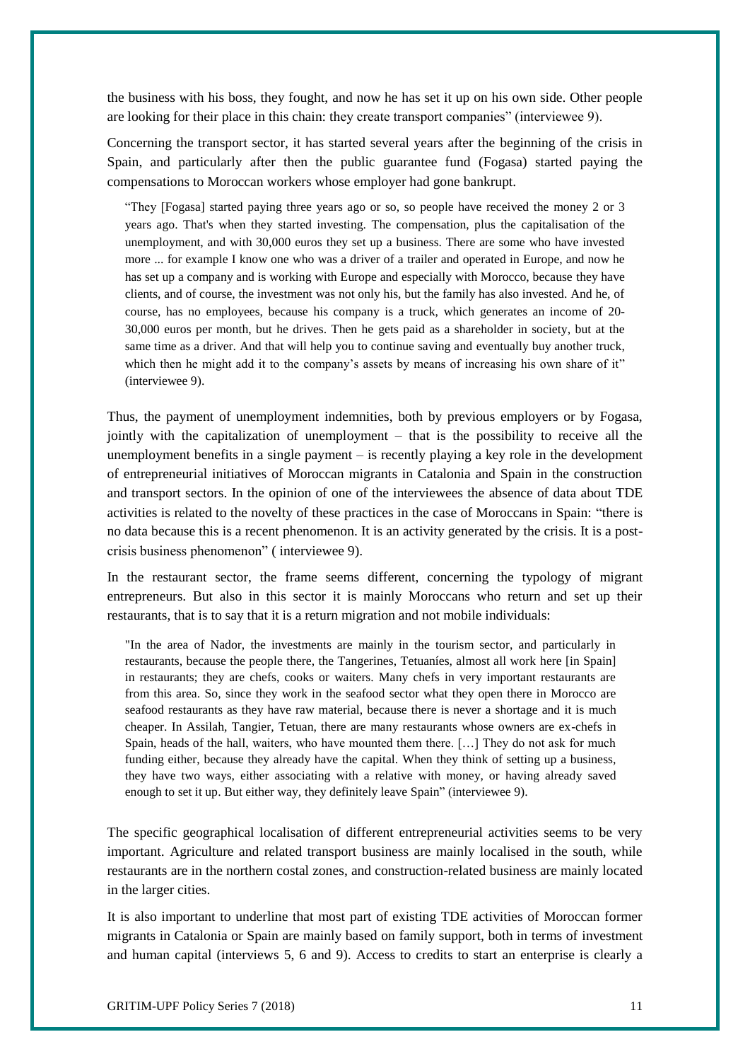the business with his boss, they fought, and now he has set it up on his own side. Other people are looking for their place in this chain: they create transport companies" (interviewee 9).

Concerning the transport sector, it has started several years after the beginning of the crisis in Spain, and particularly after then the public guarantee fund (Fogasa) started paying the compensations to Moroccan workers whose employer had gone bankrupt.

> "They [Fogasa] started paying three years ago or so, so people have received the money 2 or 3 years ago. That's when they started investing. The compensation, plus the capitalisation of the unemployment, and with 30,000 euros they set up a business. There are some who have invested more ... for example I know one who was a driver of a trailer and operated in Europe, and now he has set up a company and is working with Europe and especially with Morocco, because they have clients, and of course, the investment was not only his, but the family has also invested. And he, of course, has no employees, because his company is a truck, which generates an income of 20-30,000 euros per month, but he drives. Then he gets paid as a shareholder in society, but at the same time as a driver. And that will help you to continue saving and eventually buy another truck, which then he might add it to the company's assets by means of increasing his own share of it" (interviewee 9).

Thus, the payment of unemployment indemnities, both by previous employers or by Fogasa, jointly with the capitalization of unemployment – that is the possibility to receive all the unemployment benefits in a single payment – is recently playing a key role in the development of entrepreneurial initiatives of Moroccan migrants in Catalonia and Spain in the construction and transport sectors. In the opinion of one of the interviewees the absence of data about TDE activities is related to the novelty of these practices in the case of Moroccans in Spain: "there is no data because this is a recent phenomenon. It is an activity generated by the crisis. It is a post-crisis business phenomenon" ( interviewee 9).

In the restaurant sector, the frame seems different, concerning the typology of migrant entrepreneurs. But also in this sector it is mainly Moroccans who return and set up their restaurants, that is to say that it is a return migration and not mobile individuals:

> "In the area of Nador, the investments are mainly in the tourism sector, and particularly in restaurants, because the people there, the Tangerines, Tetuaníes, almost all work here [in Spain] in restaurants; they are chefs, cooks or waiters. Many chefs in very important restaurants are from this area. So, since they work in the seafood sector what they open there in Morocco are seafood restaurants as they have raw material, because there is never a shortage and it is much cheaper. In Assilah, Tangier, Tetuan, there are many restaurants whose owners are ex-chefs in Spain, heads of the hall, waiters, who have mounted them there. […] They do not ask for much funding either, because they already have the capital. When they think of setting up a business, they have two ways, either associating with a relative with money, or having already saved enough to set it up. But either way, they definitely leave Spain" (interviewee 9).

The specific geographical localisation of different entrepreneurial activities seems to be very important. Agriculture and related transport business are mainly localised in the south, while restaurants are in the northern costal zones, and construction-related business are mainly located in the larger cities.

It is also important to underline that most part of existing TDE activities of Moroccan former migrants in Catalonia or Spain are mainly based on family support, both in terms of investment and human capital (interviews 5, 6 and 9). Access to credits to start an enterprise is clearly a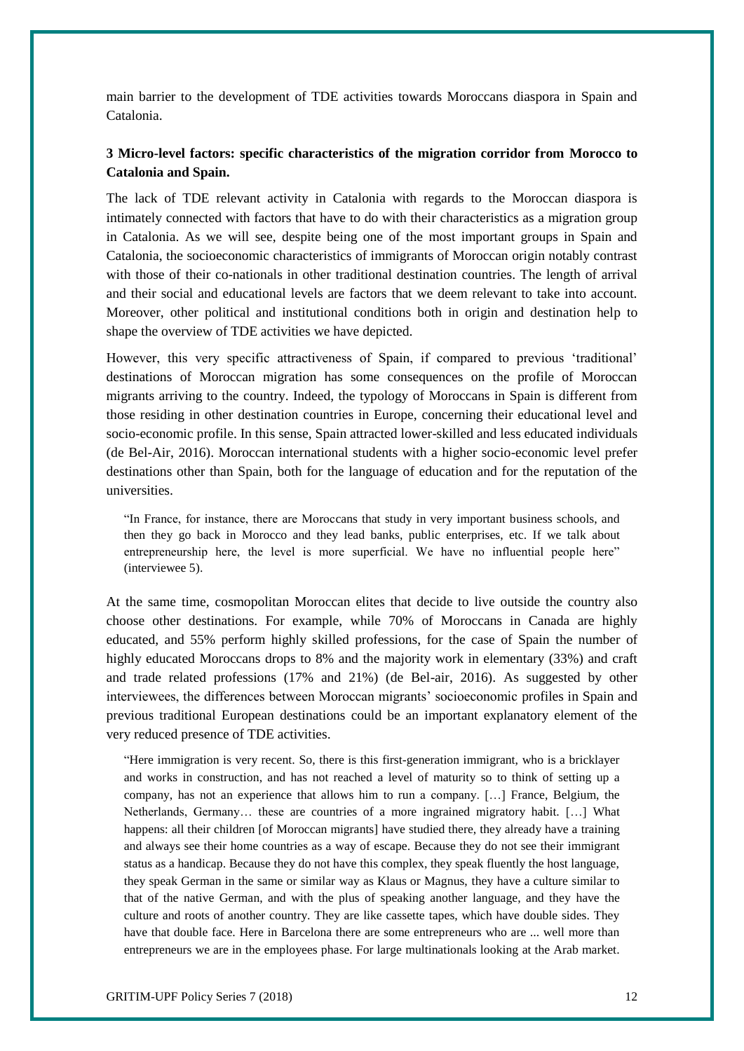main barrier to the development of TDE activities towards Moroccans diaspora in Spain and Catalonia.

## 3 Micro-level factors: specific characteristics of the migration corridor from Morocco to Catalonia and Spain.

The lack of TDE relevant activity in Catalonia with regards to the Moroccan diaspora is intimately connected with factors that have to do with their characteristics as a migration group in Catalonia. As we will see, despite being one of the most important groups in Spain and Catalonia, the socioeconomic characteristics of immigrants of Moroccan origin notably contrast with those of their co-nationals in other traditional destination countries. The length of arrival and their social and educational levels are factors that we deem relevant to take into account. Moreover, other political and institutional conditions both in origin and destination help to shape the overview of TDE activities we have depicted.

However, this very specific attractiveness of Spain, if compared to previous 'traditional' destinations of Moroccan migration has some consequences on the profile of Moroccan migrants arriving to the country. Indeed, the typology of Moroccans in Spain is different from those residing in other destination countries in Europe, concerning their educational level and socio-economic profile. In this sense, Spain attracted lower-skilled and less educated individuals (de Bel-Air, 2016). Moroccan international students with a higher socio-economic level prefer destinations other than Spain, both for the language of education and for the reputation of the universities.

> "In France, for instance, there are Moroccans that study in very important business schools, and then they go back in Morocco and they lead banks, public enterprises, etc. If we talk about entrepreneurship here, the level is more superficial. We have no influential people here" (interviewee 5).

At the same time, cosmopolitan Moroccan elites that decide to live outside the country also choose other destinations. For example, while 70% of Moroccans in Canada are highly educated, and 55% perform highly skilled professions, for the case of Spain the number of highly educated Moroccans drops to 8% and the majority work in elementary (33%) and craft and trade related professions (17% and 21%) (de Bel-air, 2016). As suggested by other interviewees, the differences between Moroccan migrants' socioeconomic profiles in Spain and previous traditional European destinations could be an important explanatory element of the very reduced presence of TDE activities.

> "Here immigration is very recent. So, there is this first-generation immigrant, who is a bricklayer and works in construction, and has not reached a level of maturity so to think of setting up a company, has not an experience that allows him to run a company. […] France, Belgium, the Netherlands, Germany… these are countries of a more ingrained migratory habit. […] What happens: all their children [of Moroccan migrants] have studied there, they already have a training and always see their home countries as a way of escape. Because they do not see their immigrant status as a handicap. Because they do not have this complex, they speak fluently the host language, they speak German in the same or similar way as Klaus or Magnus, they have a culture similar to that of the native German, and with the plus of speaking another language, and they have the culture and roots of another country. They are like cassette tapes, which have double sides. They have that double face. Here in Barcelona there are some entrepreneurs who are ... well more than entrepreneurs we are in the employees phase. For large multinationals looking at the Arab market.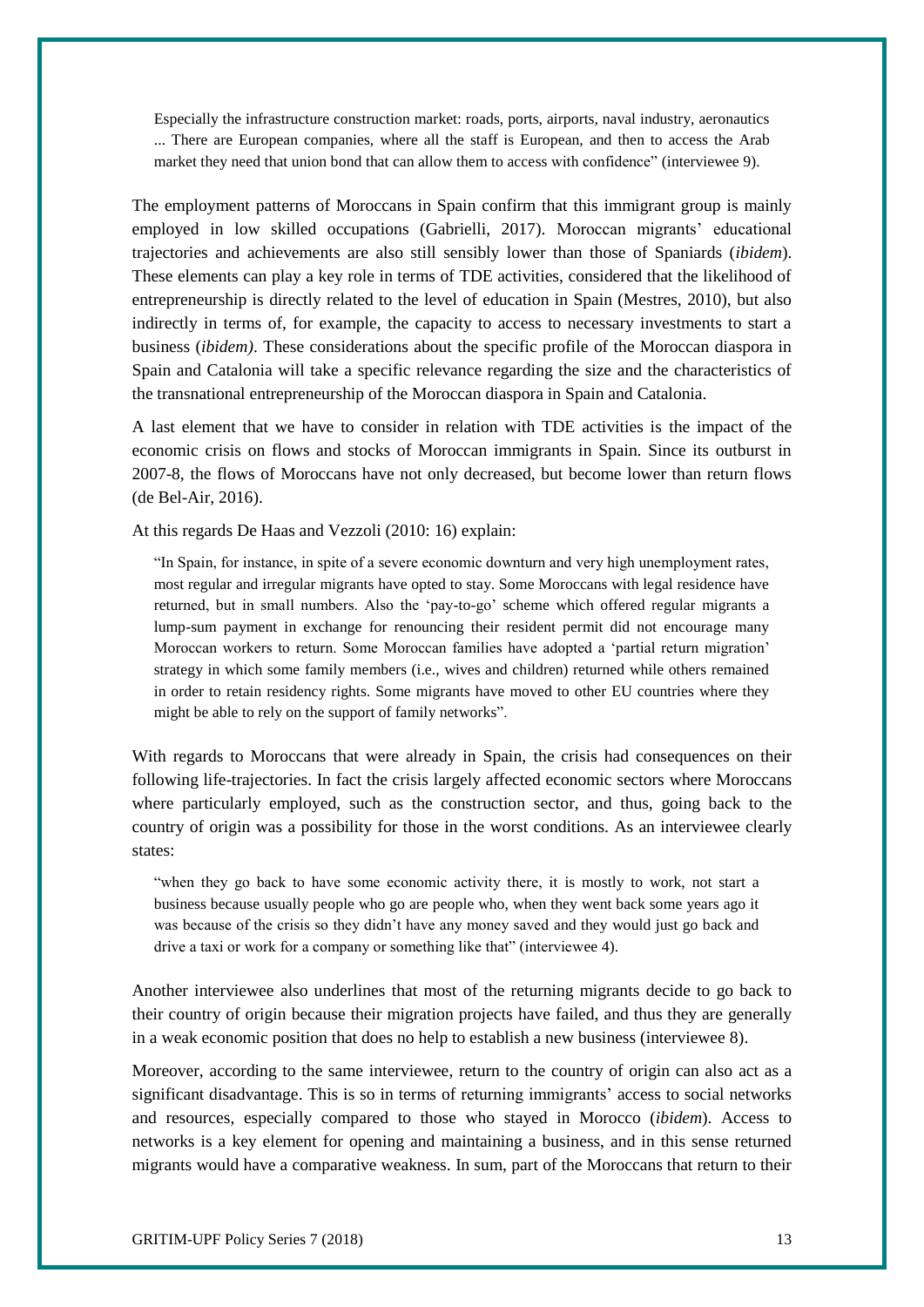> Especially the infrastructure construction market: roads, ports, airports, naval industry, aeronautics ... There are European companies, where all the staff is European, and then to access the Arab market they need that union bond that can allow them to access with confidence" (interviewee 9).

The employment patterns of Moroccans in Spain confirm that this immigrant group is mainly employed in low skilled occupations (Gabrielli, 2017). Moroccan migrants' educational trajectories and achievements are also still sensibly lower than those of Spaniards (*ibidem*). These elements can play a key role in terms of TDE activities, considered that the likelihood of entrepreneurship is directly related to the level of education in Spain (Mestres, 2010), but also indirectly in terms of, for example, the capacity to access to necessary investments to start a business (*ibidem)*. These considerations about the specific profile of the Moroccan diaspora in Spain and Catalonia will take a specific relevance regarding the size and the characteristics of the transnational entrepreneurship of the Moroccan diaspora in Spain and Catalonia.

A last element that we have to consider in relation with TDE activities is the impact of the economic crisis on flows and stocks of Moroccan immigrants in Spain. Since its outburst in 2007-8, the flows of Moroccans have not only decreased, but become lower than return flows (de Bel-Air, 2016).

At this regards De Haas and Vezzoli (2010: 16) explain:

> "In Spain, for instance, in spite of a severe economic downturn and very high unemployment rates, most regular and irregular migrants have opted to stay. Some Moroccans with legal residence have returned, but in small numbers. Also the 'pay-to-go' scheme which offered regular migrants a lump-sum payment in exchange for renouncing their resident permit did not encourage many Moroccan workers to return. Some Moroccan families have adopted a 'partial return migration' strategy in which some family members (i.e., wives and children) returned while others remained in order to retain residency rights. Some migrants have moved to other EU countries where they might be able to rely on the support of family networks".

With regards to Moroccans that were already in Spain, the crisis had consequences on their following life-trajectories. In fact the crisis largely affected economic sectors where Moroccans where particularly employed, such as the construction sector, and thus, going back to the country of origin was a possibility for those in the worst conditions. As an interviewee clearly states:

> "when they go back to have some economic activity there, it is mostly to work, not start a business because usually people who go are people who, when they went back some years ago it was because of the crisis so they didn't have any money saved and they would just go back and drive a taxi or work for a company or something like that" (interviewee 4).

Another interviewee also underlines that most of the returning migrants decide to go back to their country of origin because their migration projects have failed, and thus they are generally in a weak economic position that does no help to establish a new business (interviewee 8).

Moreover, according to the same interviewee, return to the country of origin can also act as a significant disadvantage. This is so in terms of returning immigrants' access to social networks and resources, especially compared to those who stayed in Morocco (*ibidem*). Access to networks is a key element for opening and maintaining a business, and in this sense returned migrants would have a comparative weakness. In sum, part of the Moroccans that return to their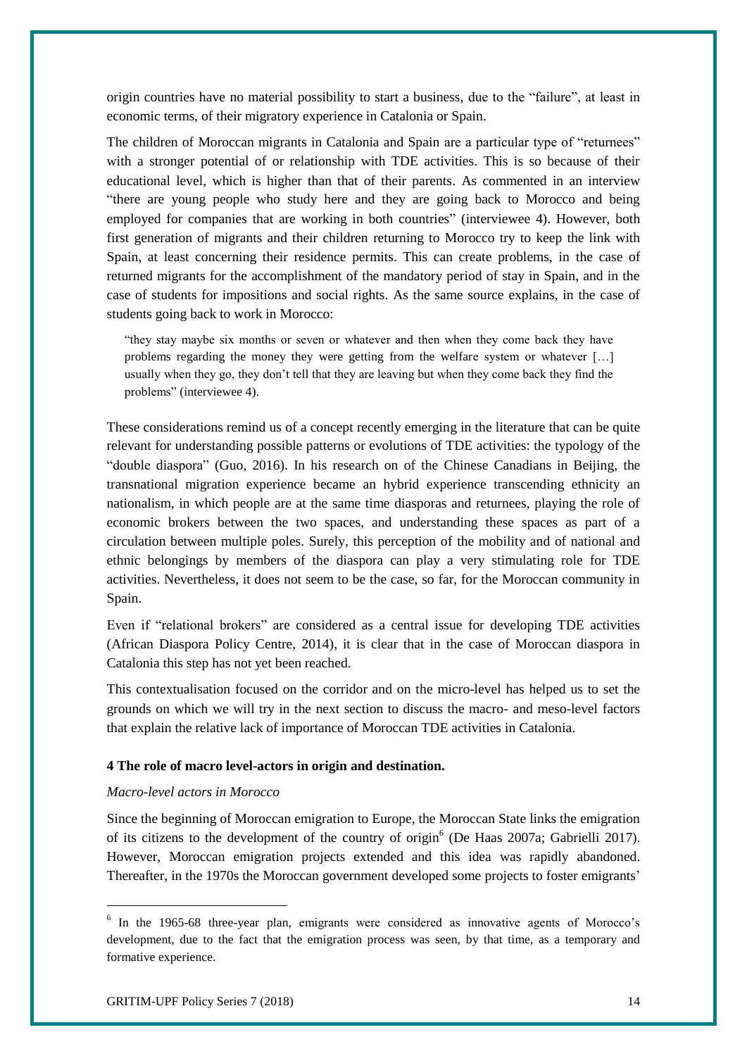origin countries have no material possibility to start a business, due to the "failure", at least in economic terms, of their migratory experience in Catalonia or Spain.

The children of Moroccan migrants in Catalonia and Spain are a particular type of "returnees" with a stronger potential of or relationship with TDE activities. This is so because of their educational level, which is higher than that of their parents. As commented in an interview "there are young people who study here and they are going back to Morocco and being employed for companies that are working in both countries" (interviewee 4). However, both first generation of migrants and their children returning to Morocco try to keep the link with Spain, at least concerning their residence permits. This can create problems, in the case of returned migrants for the accomplishment of the mandatory period of stay in Spain, and in the case of students for impositions and social rights. As the same source explains, in the case of students going back to work in Morocco:

> "they stay maybe six months or seven or whatever and then when they come back they have problems regarding the money they were getting from the welfare system or whatever […] usually when they go, they don't tell that they are leaving but when they come back they find the problems" (interviewee 4).

These considerations remind us of a concept recently emerging in the literature that can be quite relevant for understanding possible patterns or evolutions of TDE activities: the typology of the "double diaspora" (Guo, 2016). In his research on of the Chinese Canadians in Beijing, the transnational migration experience became an hybrid experience transcending ethnicity an nationalism, in which people are at the same time diasporas and returnees, playing the role of economic brokers between the two spaces, and understanding these spaces as part of a circulation between multiple poles. Surely, this perception of the mobility and of national and ethnic belongings by members of the diaspora can play a very stimulating role for TDE activities. Nevertheless, it does not seem to be the case, so far, for the Moroccan community in Spain.

Even if "relational brokers" are considered as a central issue for developing TDE activities (African Diaspora Policy Centre, 2014), it is clear that in the case of Moroccan diaspora in Catalonia this step has not yet been reached.

This contextualisation focused on the corridor and on the micro-level has helped us to set the grounds on which we will try in the next section to discuss the macro- and meso-level factors that explain the relative lack of importance of Moroccan TDE activities in Catalonia.

## 4 The role of macro level-actors in origin and destination.

### *Macro-level actors in Morocco*

Since the beginning of Moroccan emigration to Europe, the Moroccan State links the emigration of its citizens to the development of the country of origin[6] (De Haas 2007a; Gabrielli 2017). However, Moroccan emigration projects extended and this idea was rapidly abandoned. Thereafter, in the 1970s the Moroccan government developed some projects to foster emigrants'

---

[6] In the 1965-68 three-year plan, emigrants were considered as innovative agents of Morocco's development, due to the fact that the emigration process was seen, by that time, as a temporary and formative experience.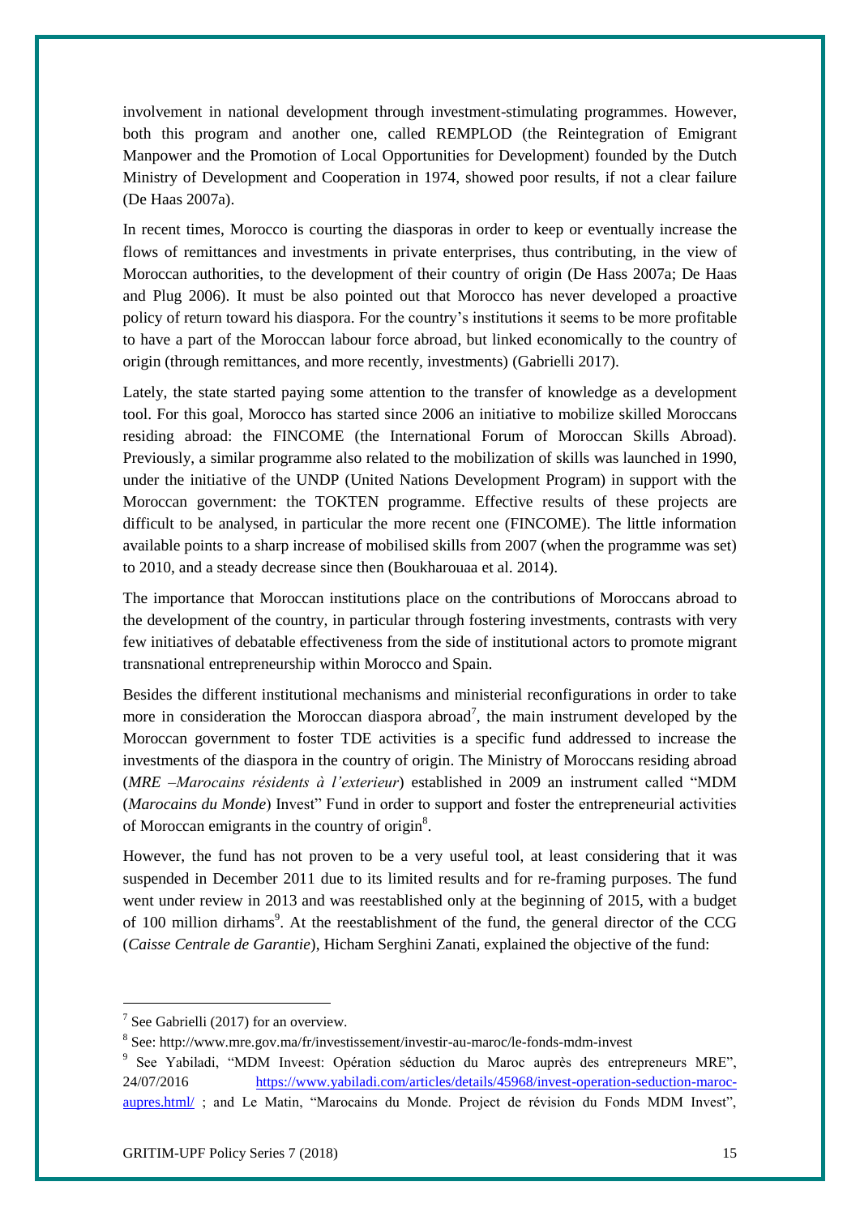involvement in national development through investment-stimulating programmes. However, both this program and another one, called REMPLOD (the Reintegration of Emigrant Manpower and the Promotion of Local Opportunities for Development) founded by the Dutch Ministry of Development and Cooperation in 1974, showed poor results, if not a clear failure (De Haas 2007a).

In recent times, Morocco is courting the diasporas in order to keep or eventually increase the flows of remittances and investments in private enterprises, thus contributing, in the view of Moroccan authorities, to the development of their country of origin (De Hass 2007a; De Haas and Plug 2006). It must be also pointed out that Morocco has never developed a proactive policy of return toward his diaspora. For the country's institutions it seems to be more profitable to have a part of the Moroccan labour force abroad, but linked economically to the country of origin (through remittances, and more recently, investments) (Gabrielli 2017).

Lately, the state started paying some attention to the transfer of knowledge as a development tool. For this goal, Morocco has started since 2006 an initiative to mobilize skilled Moroccans residing abroad: the FINCOME (the International Forum of Moroccan Skills Abroad). Previously, a similar programme also related to the mobilization of skills was launched in 1990, under the initiative of the UNDP (United Nations Development Program) in support with the Moroccan government: the TOKTEN programme. Effective results of these projects are difficult to be analysed, in particular the more recent one (FINCOME). The little information available points to a sharp increase of mobilised skills from 2007 (when the programme was set) to 2010, and a steady decrease since then (Boukharouaa et al. 2014).

The importance that Moroccan institutions place on the contributions of Moroccans abroad to the development of the country, in particular through fostering investments, contrasts with very few initiatives of debatable effectiveness from the side of institutional actors to promote migrant transnational entrepreneurship within Morocco and Spain.

Besides the different institutional mechanisms and ministerial reconfigurations in order to take more in consideration the Moroccan diaspora abroad[7], the main instrument developed by the Moroccan government to foster TDE activities is a specific fund addressed to increase the investments of the diaspora in the country of origin. The Ministry of Moroccans residing abroad (*MRE –Marocains résidents à l'exterieur*) established in 2009 an instrument called "MDM (*Marocains du Monde*) Invest" Fund in order to support and foster the entrepreneurial activities of Moroccan emigrants in the country of origin[8].

However, the fund has not proven to be a very useful tool, at least considering that it was suspended in December 2011 due to its limited results and for re-framing purposes. The fund went under review in 2013 and was reestablished only at the beginning of 2015, with a budget of 100 million dirhams[9]. At the reestablishment of the fund, the general director of the CCG (*Caisse Centrale de Garantie*), Hicham Serghini Zanati, explained the objective of the fund:

[7] See Gabrielli (2017) for an overview.

[8] See: http://www.mre.gov.ma/fr/investissement/investir-au-maroc/le-fonds-mdm-invest

[9] See Yabiladi, "MDM Inveest: Opération séduction du Maroc auprès des entrepreneurs MRE", 24/07/2016 https://www.yabiladi.com/articles/details/45968/invest-operation-seduction-maroc-aupres.html/ ; and Le Matin, "Marocains du Monde. Project de révision du Fonds MDM Invest",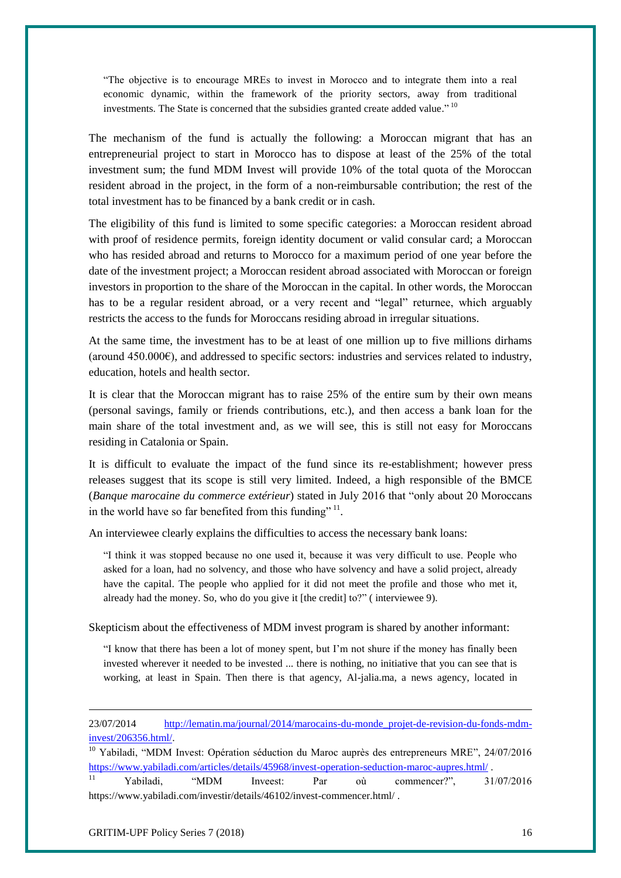> "The objective is to encourage MREs to invest in Morocco and to integrate them into a real economic dynamic, within the framework of the priority sectors, away from traditional investments. The State is concerned that the subsidies granted create added value." [10]

The mechanism of the fund is actually the following: a Moroccan migrant that has an entrepreneurial project to start in Morocco has to dispose at least of the 25% of the total investment sum; the fund MDM Invest will provide 10% of the total quota of the Moroccan resident abroad in the project, in the form of a non-reimbursable contribution; the rest of the total investment has to be financed by a bank credit or in cash.

The eligibility of this fund is limited to some specific categories: a Moroccan resident abroad with proof of residence permits, foreign identity document or valid consular card; a Moroccan who has resided abroad and returns to Morocco for a maximum period of one year before the date of the investment project; a Moroccan resident abroad associated with Moroccan or foreign investors in proportion to the share of the Moroccan in the capital. In other words, the Moroccan has to be a regular resident abroad, or a very recent and "legal" returnee, which arguably restricts the access to the funds for Moroccans residing abroad in irregular situations.

At the same time, the investment has to be at least of one million up to five millions dirhams (around 450.000€), and addressed to specific sectors: industries and services related to industry, education, hotels and health sector.

It is clear that the Moroccan migrant has to raise 25% of the entire sum by their own means (personal savings, family or friends contributions, etc.), and then access a bank loan for the main share of the total investment and, as we will see, this is still not easy for Moroccans residing in Catalonia or Spain.

It is difficult to evaluate the impact of the fund since its re-establishment; however press releases suggest that its scope is still very limited. Indeed, a high responsible of the BMCE (*Banque marocaine du commerce extérieur*) stated in July 2016 that "only about 20 Moroccans in the world have so far benefited from this funding" [11].

An interviewee clearly explains the difficulties to access the necessary bank loans:

> "I think it was stopped because no one used it, because it was very difficult to use. People who asked for a loan, had no solvency, and those who have solvency and have a solid project, already have the capital. The people who applied for it did not meet the profile and those who met it, already had the money. So, who do you give it [the credit] to?" ( interviewee 9).

Skepticism about the effectiveness of MDM invest program is shared by another informant:

> "I know that there has been a lot of money spent, but I'm not shure if the money has finally been invested wherever it needed to be invested ... there is nothing, no initiative that you can see that is working, at least in Spain. Then there is that agency, Al-jalia.ma, a news agency, located in

---

23/07/2014 http://lematin.ma/journal/2014/marocains-du-monde_projet-de-revision-du-fonds-mdm-invest/206356.html/.

[10] Yabiladi, "MDM Invest: Opération séduction du Maroc auprès des entrepreneurs MRE", 24/07/2016 https://www.yabiladi.com/articles/details/45968/invest-operation-seduction-maroc-aupres.html/ .

[11] Yabiladi, "MDM Inveest: Par où commencer?", 31/07/2016 https://www.yabiladi.com/investir/details/46102/invest-commencer.html/ .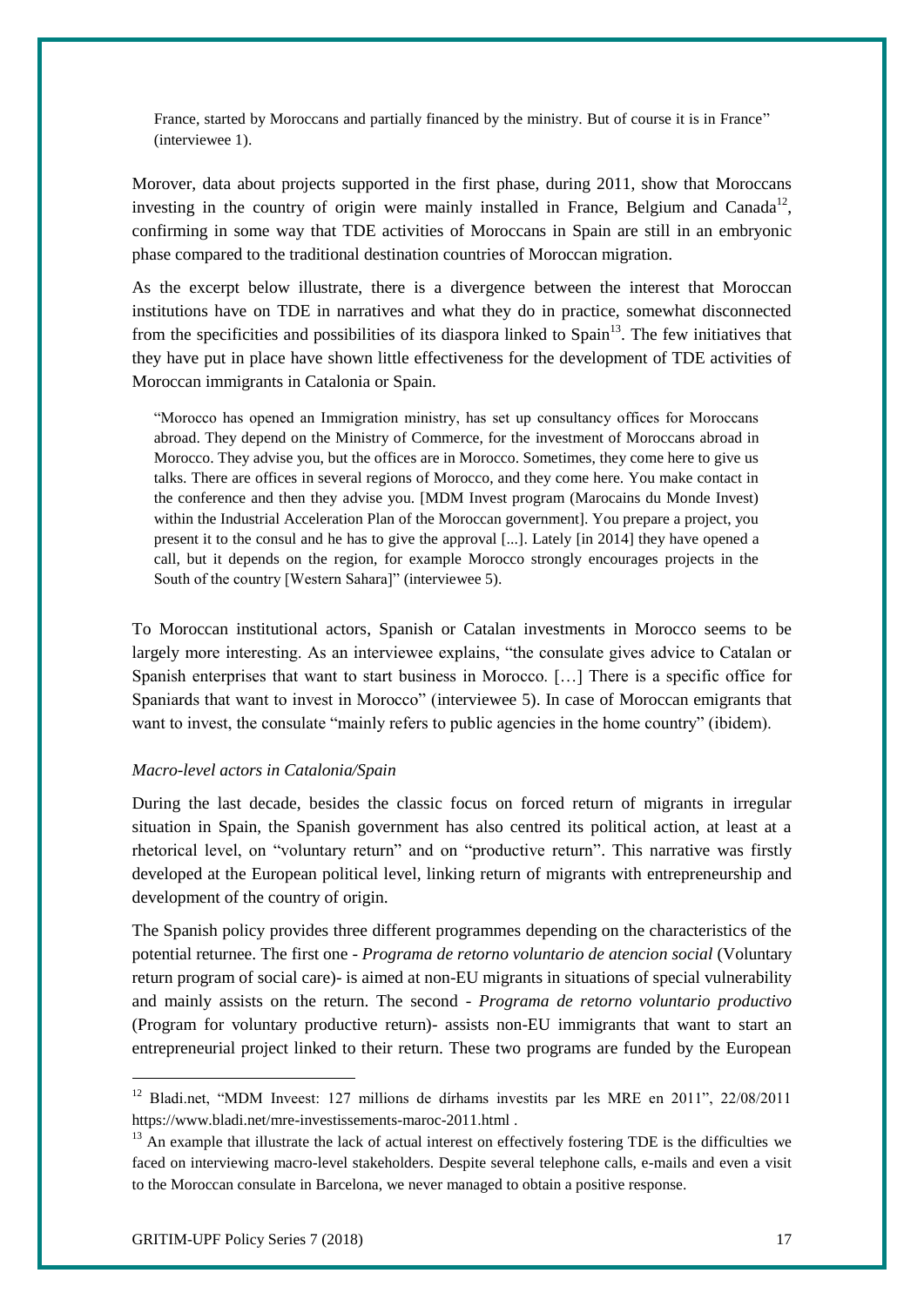France, started by Moroccans and partially financed by the ministry. But of course it is in France" (interviewee 1).

Morover, data about projects supported in the first phase, during 2011, show that Moroccans investing in the country of origin were mainly installed in France, Belgium and Canada[12], confirming in some way that TDE activities of Moroccans in Spain are still in an embryonic phase compared to the traditional destination countries of Moroccan migration.

As the excerpt below illustrate, there is a divergence between the interest that Moroccan institutions have on TDE in narratives and what they do in practice, somewhat disconnected from the specificities and possibilities of its diaspora linked to Spain[13]. The few initiatives that they have put in place have shown little effectiveness for the development of TDE activities of Moroccan immigrants in Catalonia or Spain.

> "Morocco has opened an Immigration ministry, has set up consultancy offices for Moroccans abroad. They depend on the Ministry of Commerce, for the investment of Moroccans abroad in Morocco. They advise you, but the offices are in Morocco. Sometimes, they come here to give us talks. There are offices in several regions of Morocco, and they come here. You make contact in the conference and then they advise you. [MDM Invest program (Marocains du Monde Invest) within the Industrial Acceleration Plan of the Moroccan government]. You prepare a project, you present it to the consul and he has to give the approval [...]. Lately [in 2014] they have opened a call, but it depends on the region, for example Morocco strongly encourages projects in the South of the country [Western Sahara]" (interviewee 5).

To Moroccan institutional actors, Spanish or Catalan investments in Morocco seems to be largely more interesting. As an interviewee explains, "the consulate gives advice to Catalan or Spanish enterprises that want to start business in Morocco. […] There is a specific office for Spaniards that want to invest in Morocco" (interviewee 5). In case of Moroccan emigrants that want to invest, the consulate "mainly refers to public agencies in the home country" (ibidem).

*Macro-level actors in Catalonia/Spain*

During the last decade, besides the classic focus on forced return of migrants in irregular situation in Spain, the Spanish government has also centred its political action, at least at a rhetorical level, on "voluntary return" and on "productive return". This narrative was firstly developed at the European political level, linking return of migrants with entrepreneurship and development of the country of origin.

The Spanish policy provides three different programmes depending on the characteristics of the potential returnee. The first one - *Programa de retorno voluntario de atencion social* (Voluntary return program of social care)- is aimed at non-EU migrants in situations of special vulnerability and mainly assists on the return. The second - *Programa de retorno voluntario productivo* (Program for voluntary productive return)- assists non-EU immigrants that want to start an entrepreneurial project linked to their return. These two programs are funded by the European

---

[12] Bladi.net, "MDM Inveest: 127 millions de dirhams investits par les MRE en 2011", 22/08/2011 https://www.bladi.net/mre-investissements-maroc-2011.html .

[13] An example that illustrate the lack of actual interest on effectively fostering TDE is the difficulties we faced on interviewing macro-level stakeholders. Despite several telephone calls, e-mails and even a visit to the Moroccan consulate in Barcelona, we never managed to obtain a positive response.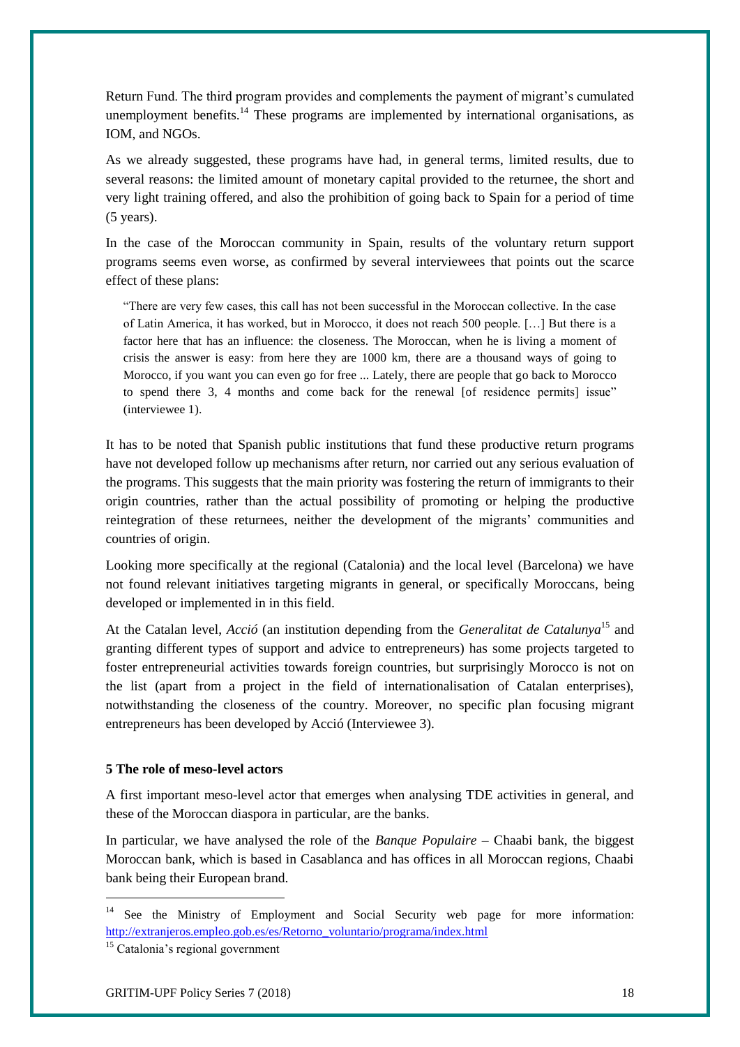Return Fund. The third program provides and complements the payment of migrant's cumulated unemployment benefits.[14] These programs are implemented by international organisations, as IOM, and NGOs.

As we already suggested, these programs have had, in general terms, limited results, due to several reasons: the limited amount of monetary capital provided to the returnee, the short and very light training offered, and also the prohibition of going back to Spain for a period of time (5 years).

In the case of the Moroccan community in Spain, results of the voluntary return support programs seems even worse, as confirmed by several interviewees that points out the scarce effect of these plans:

> "There are very few cases, this call has not been successful in the Moroccan collective. In the case of Latin America, it has worked, but in Morocco, it does not reach 500 people. […] But there is a factor here that has an influence: the closeness. The Moroccan, when he is living a moment of crisis the answer is easy: from here they are 1000 km, there are a thousand ways of going to Morocco, if you want you can even go for free ... Lately, there are people that go back to Morocco to spend there 3, 4 months and come back for the renewal [of residence permits] issue" (interviewee 1).

It has to be noted that Spanish public institutions that fund these productive return programs have not developed follow up mechanisms after return, nor carried out any serious evaluation of the programs. This suggests that the main priority was fostering the return of immigrants to their origin countries, rather than the actual possibility of promoting or helping the productive reintegration of these returnees, neither the development of the migrants' communities and countries of origin.

Looking more specifically at the regional (Catalonia) and the local level (Barcelona) we have not found relevant initiatives targeting migrants in general, or specifically Moroccans, being developed or implemented in in this field.

At the Catalan level, *Acció* (an institution depending from the *Generalitat de Catalunya*[15] and granting different types of support and advice to entrepreneurs) has some projects targeted to foster entrepreneurial activities towards foreign countries, but surprisingly Morocco is not on the list (apart from a project in the field of internationalisation of Catalan enterprises), notwithstanding the closeness of the country. Moreover, no specific plan focusing migrant entrepreneurs has been developed by Acció (Interviewee 3).

### 5 The role of meso-level actors

A first important meso-level actor that emerges when analysing TDE activities in general, and these of the Moroccan diaspora in particular, are the banks.

In particular, we have analysed the role of the *Banque Populaire* – Chaabi bank, the biggest Moroccan bank, which is based in Casablanca and has offices in all Moroccan regions, Chaabi bank being their European brand.

---

[14] See the Ministry of Employment and Social Security web page for more information: http://extranjeros.empleo.gob.es/es/Retorno_voluntario/programa/index.html

[15] Catalonia's regional government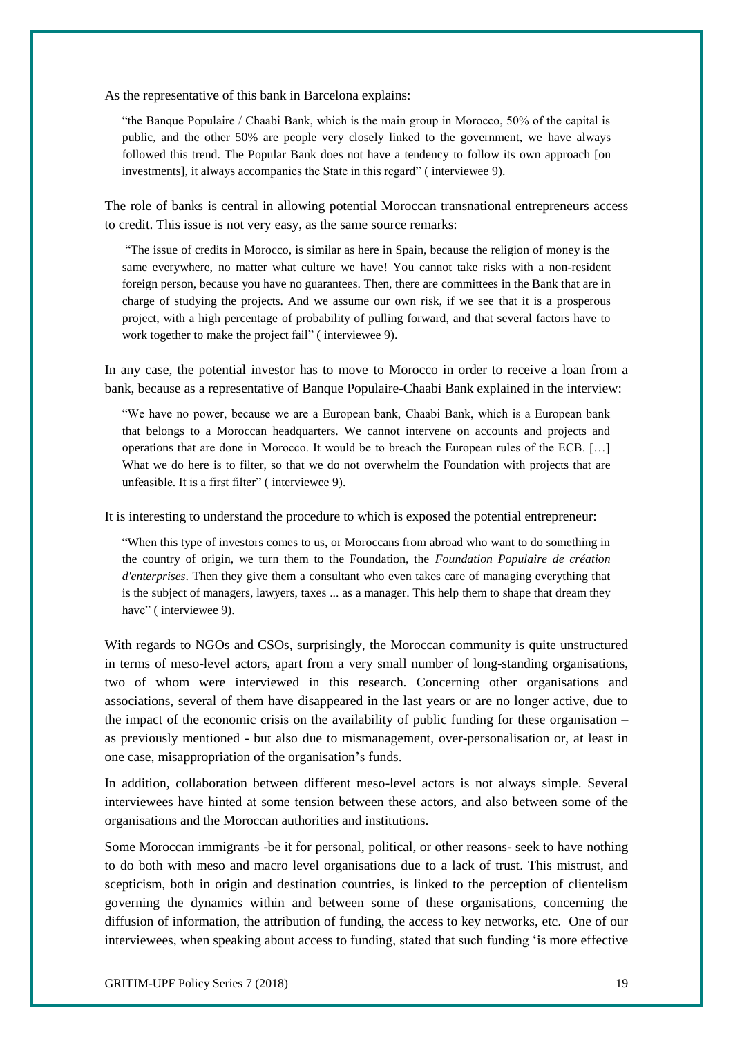As the representative of this bank in Barcelona explains:

> "the Banque Populaire / Chaabi Bank, which is the main group in Morocco, 50% of the capital is public, and the other 50% are people very closely linked to the government, we have always followed this trend. The Popular Bank does not have a tendency to follow its own approach [on investments], it always accompanies the State in this regard" ( interviewee 9).

The role of banks is central in allowing potential Moroccan transnational entrepreneurs access to credit. This issue is not very easy, as the same source remarks:

> "The issue of credits in Morocco, is similar as here in Spain, because the religion of money is the same everywhere, no matter what culture we have! You cannot take risks with a non-resident foreign person, because you have no guarantees. Then, there are committees in the Bank that are in charge of studying the projects. And we assume our own risk, if we see that it is a prosperous project, with a high percentage of probability of pulling forward, and that several factors have to work together to make the project fail" ( interviewee 9).

In any case, the potential investor has to move to Morocco in order to receive a loan from a bank, because as a representative of Banque Populaire-Chaabi Bank explained in the interview:

> "We have no power, because we are a European bank, Chaabi Bank, which is a European bank that belongs to a Moroccan headquarters. We cannot intervene on accounts and projects and operations that are done in Morocco. It would be to breach the European rules of the ECB. […] What we do here is to filter, so that we do not overwhelm the Foundation with projects that are unfeasible. It is a first filter" ( interviewee 9).

It is interesting to understand the procedure to which is exposed the potential entrepreneur:

> "When this type of investors comes to us, or Moroccans from abroad who want to do something in the country of origin, we turn them to the Foundation, the *Foundation Populaire de création d'enterprises*. Then they give them a consultant who even takes care of managing everything that is the subject of managers, lawyers, taxes ... as a manager. This help them to shape that dream they have" ( interviewee 9).

With regards to NGOs and CSOs, surprisingly, the Moroccan community is quite unstructured in terms of meso-level actors, apart from a very small number of long-standing organisations, two of whom were interviewed in this research. Concerning other organisations and associations, several of them have disappeared in the last years or are no longer active, due to the impact of the economic crisis on the availability of public funding for these organisation – as previously mentioned - but also due to mismanagement, over-personalisation or, at least in one case, misappropriation of the organisation's funds.

In addition, collaboration between different meso-level actors is not always simple. Several interviewees have hinted at some tension between these actors, and also between some of the organisations and the Moroccan authorities and institutions.

Some Moroccan immigrants -be it for personal, political, or other reasons- seek to have nothing to do both with meso and macro level organisations due to a lack of trust. This mistrust, and scepticism, both in origin and destination countries, is linked to the perception of clientelism governing the dynamics within and between some of these organisations, concerning the diffusion of information, the attribution of funding, the access to key networks, etc. One of our interviewees, when speaking about access to funding, stated that such funding 'is more effective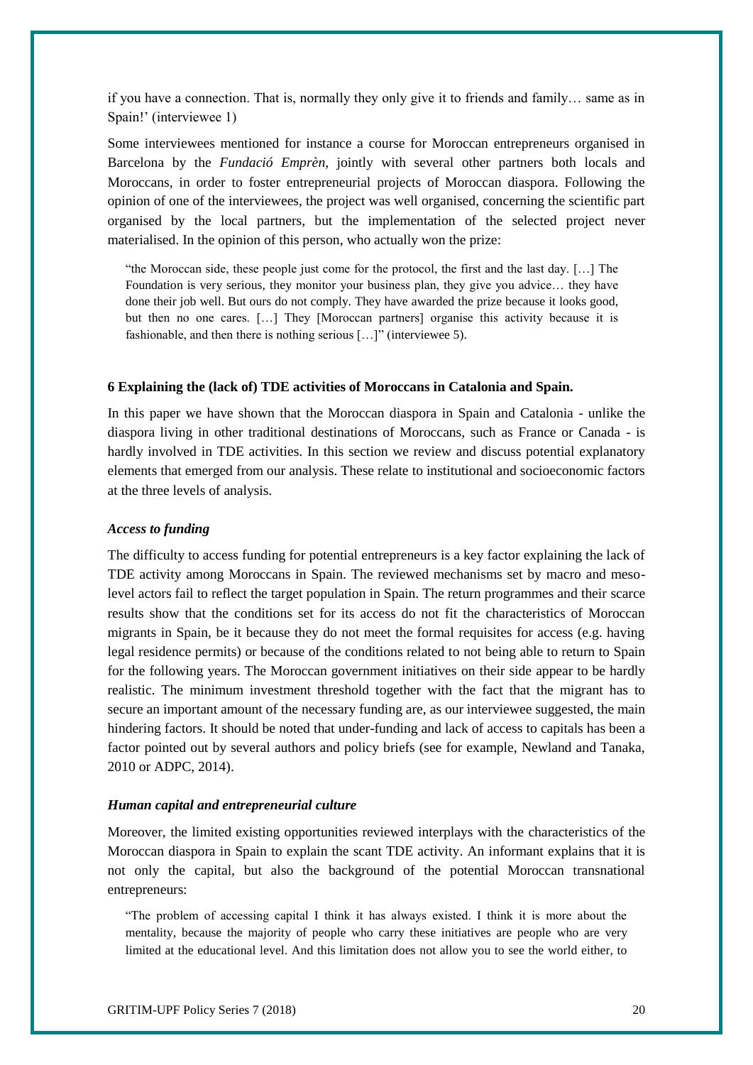if you have a connection. That is, normally they only give it to friends and family… same as in Spain!' (interviewee 1)

Some interviewees mentioned for instance a course for Moroccan entrepreneurs organised in Barcelona by the *Fundació Emprèn*, jointly with several other partners both locals and Moroccans, in order to foster entrepreneurial projects of Moroccan diaspora. Following the opinion of one of the interviewees, the project was well organised, concerning the scientific part organised by the local partners, but the implementation of the selected project never materialised. In the opinion of this person, who actually won the prize:

> "the Moroccan side, these people just come for the protocol, the first and the last day. […] The Foundation is very serious, they monitor your business plan, they give you advice… they have done their job well. But ours do not comply. They have awarded the prize because it looks good, but then no one cares. […] They [Moroccan partners] organise this activity because it is fashionable, and then there is nothing serious […]" (interviewee 5).

## 6 Explaining the (lack of) TDE activities of Moroccans in Catalonia and Spain.

In this paper we have shown that the Moroccan diaspora in Spain and Catalonia - unlike the diaspora living in other traditional destinations of Moroccans, such as France or Canada - is hardly involved in TDE activities. In this section we review and discuss potential explanatory elements that emerged from our analysis. These relate to institutional and socioeconomic factors at the three levels of analysis.

### *Access to funding*

The difficulty to access funding for potential entrepreneurs is a key factor explaining the lack of TDE activity among Moroccans in Spain. The reviewed mechanisms set by macro and meso-level actors fail to reflect the target population in Spain. The return programmes and their scarce results show that the conditions set for its access do not fit the characteristics of Moroccan migrants in Spain, be it because they do not meet the formal requisites for access (e.g. having legal residence permits) or because of the conditions related to not being able to return to Spain for the following years. The Moroccan government initiatives on their side appear to be hardly realistic. The minimum investment threshold together with the fact that the migrant has to secure an important amount of the necessary funding are, as our interviewee suggested, the main hindering factors. It should be noted that under-funding and lack of access to capitals has been a factor pointed out by several authors and policy briefs (see for example, Newland and Tanaka, 2010 or ADPC, 2014).

### *Human capital and entrepreneurial culture*

Moreover, the limited existing opportunities reviewed interplays with the characteristics of the Moroccan diaspora in Spain to explain the scant TDE activity. An informant explains that it is not only the capital, but also the background of the potential Moroccan transnational entrepreneurs:

> "The problem of accessing capital I think it has always existed. I think it is more about the mentality, because the majority of people who carry these initiatives are people who are very limited at the educational level. And this limitation does not allow you to see the world either, to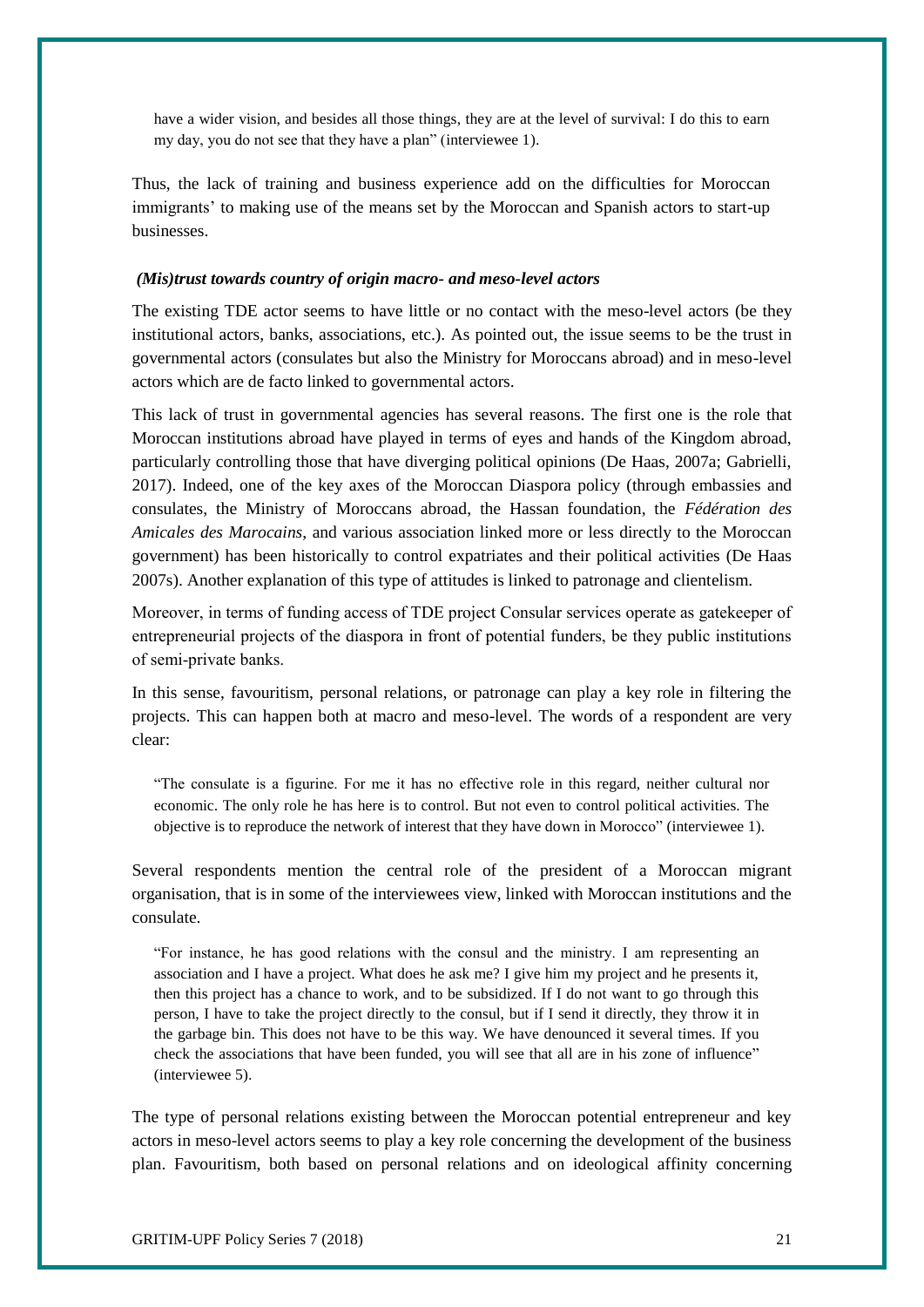> have a wider vision, and besides all those things, they are at the level of survival: I do this to earn my day, you do not see that they have a plan" (interviewee 1).

Thus, the lack of training and business experience add on the difficulties for Moroccan immigrants' to making use of the means set by the Moroccan and Spanish actors to start-up businesses.

#### *(Mis)trust towards country of origin macro- and meso-level actors*

The existing TDE actor seems to have little or no contact with the meso-level actors (be they institutional actors, banks, associations, etc.). As pointed out, the issue seems to be the trust in governmental actors (consulates but also the Ministry for Moroccans abroad) and in meso-level actors which are de facto linked to governmental actors.

This lack of trust in governmental agencies has several reasons. The first one is the role that Moroccan institutions abroad have played in terms of eyes and hands of the Kingdom abroad, particularly controlling those that have diverging political opinions (De Haas, 2007a; Gabrielli, 2017). Indeed, one of the key axes of the Moroccan Diaspora policy (through embassies and consulates, the Ministry of Moroccans abroad, the Hassan foundation, the *Fédération des Amicales des Marocains*, and various association linked more or less directly to the Moroccan government) has been historically to control expatriates and their political activities (De Haas 2007s). Another explanation of this type of attitudes is linked to patronage and clientelism.

Moreover, in terms of funding access of TDE project Consular services operate as gatekeeper of entrepreneurial projects of the diaspora in front of potential funders, be they public institutions of semi-private banks.

In this sense, favouritism, personal relations, or patronage can play a key role in filtering the projects. This can happen both at macro and meso-level. The words of a respondent are very clear:

> "The consulate is a figurine. For me it has no effective role in this regard, neither cultural nor economic. The only role he has here is to control. But not even to control political activities. The objective is to reproduce the network of interest that they have down in Morocco" (interviewee 1).

Several respondents mention the central role of the president of a Moroccan migrant organisation, that is in some of the interviewees view, linked with Moroccan institutions and the consulate.

> "For instance, he has good relations with the consul and the ministry. I am representing an association and I have a project. What does he ask me? I give him my project and he presents it, then this project has a chance to work, and to be subsidized. If I do not want to go through this person, I have to take the project directly to the consul, but if I send it directly, they throw it in the garbage bin. This does not have to be this way. We have denounced it several times. If you check the associations that have been funded, you will see that all are in his zone of influence" (interviewee 5).

The type of personal relations existing between the Moroccan potential entrepreneur and key actors in meso-level actors seems to play a key role concerning the development of the business plan. Favouritism, both based on personal relations and on ideological affinity concerning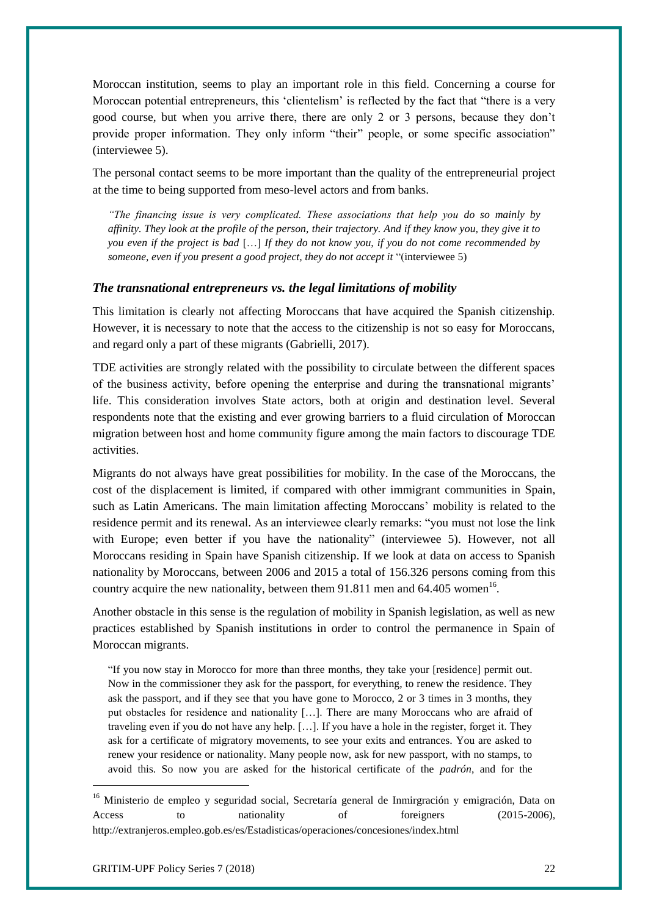Moroccan institution, seems to play an important role in this field. Concerning a course for Moroccan potential entrepreneurs, this 'clientelism' is reflected by the fact that "there is a very good course, but when you arrive there, there are only 2 or 3 persons, because they don't provide proper information. They only inform "their" people, or some specific association" (interviewee 5).

The personal contact seems to be more important than the quality of the entrepreneurial project at the time to being supported from meso-level actors and from banks.

> *"The financing issue is very complicated. These associations that help you do so mainly by affinity. They look at the profile of the person, their trajectory. And if they know you, they give it to you even if the project is bad* […] *If they do not know you, if you do not come recommended by someone, even if you present a good project, they do not accept it* "(interviewee 5)

### *The transnational entrepreneurs vs. the legal limitations of mobility*

This limitation is clearly not affecting Moroccans that have acquired the Spanish citizenship. However, it is necessary to note that the access to the citizenship is not so easy for Moroccans, and regard only a part of these migrants (Gabrielli, 2017).

TDE activities are strongly related with the possibility to circulate between the different spaces of the business activity, before opening the enterprise and during the transnational migrants' life. This consideration involves State actors, both at origin and destination level. Several respondents note that the existing and ever growing barriers to a fluid circulation of Moroccan migration between host and home community figure among the main factors to discourage TDE activities.

Migrants do not always have great possibilities for mobility. In the case of the Moroccans, the cost of the displacement is limited, if compared with other immigrant communities in Spain, such as Latin Americans. The main limitation affecting Moroccans' mobility is related to the residence permit and its renewal. As an interviewee clearly remarks: "you must not lose the link with Europe; even better if you have the nationality" (interviewee 5). However, not all Moroccans residing in Spain have Spanish citizenship. If we look at data on access to Spanish nationality by Moroccans, between 2006 and 2015 a total of 156.326 persons coming from this country acquire the new nationality, between them 91.811 men and 64.405 women[16].

Another obstacle in this sense is the regulation of mobility in Spanish legislation, as well as new practices established by Spanish institutions in order to control the permanence in Spain of Moroccan migrants.

> "If you now stay in Morocco for more than three months, they take your [residence] permit out. Now in the commissioner they ask for the passport, for everything, to renew the residence. They ask the passport, and if they see that you have gone to Morocco, 2 or 3 times in 3 months, they put obstacles for residence and nationality […]. There are many Moroccans who are afraid of traveling even if you do not have any help. […]. If you have a hole in the register, forget it. They ask for a certificate of migratory movements, to see your exits and entrances. You are asked to renew your residence or nationality. Many people now, ask for new passport, with no stamps, to avoid this. So now you are asked for the historical certificate of the *padrón*, and for the

[16] Ministerio de empleo y seguridad social, Secretaría general de Inmirgración y emigración, Data on Access to nationality of foreigners (2015-2006), http://extranjeros.empleo.gob.es/es/Estadisticas/operaciones/concesiones/index.html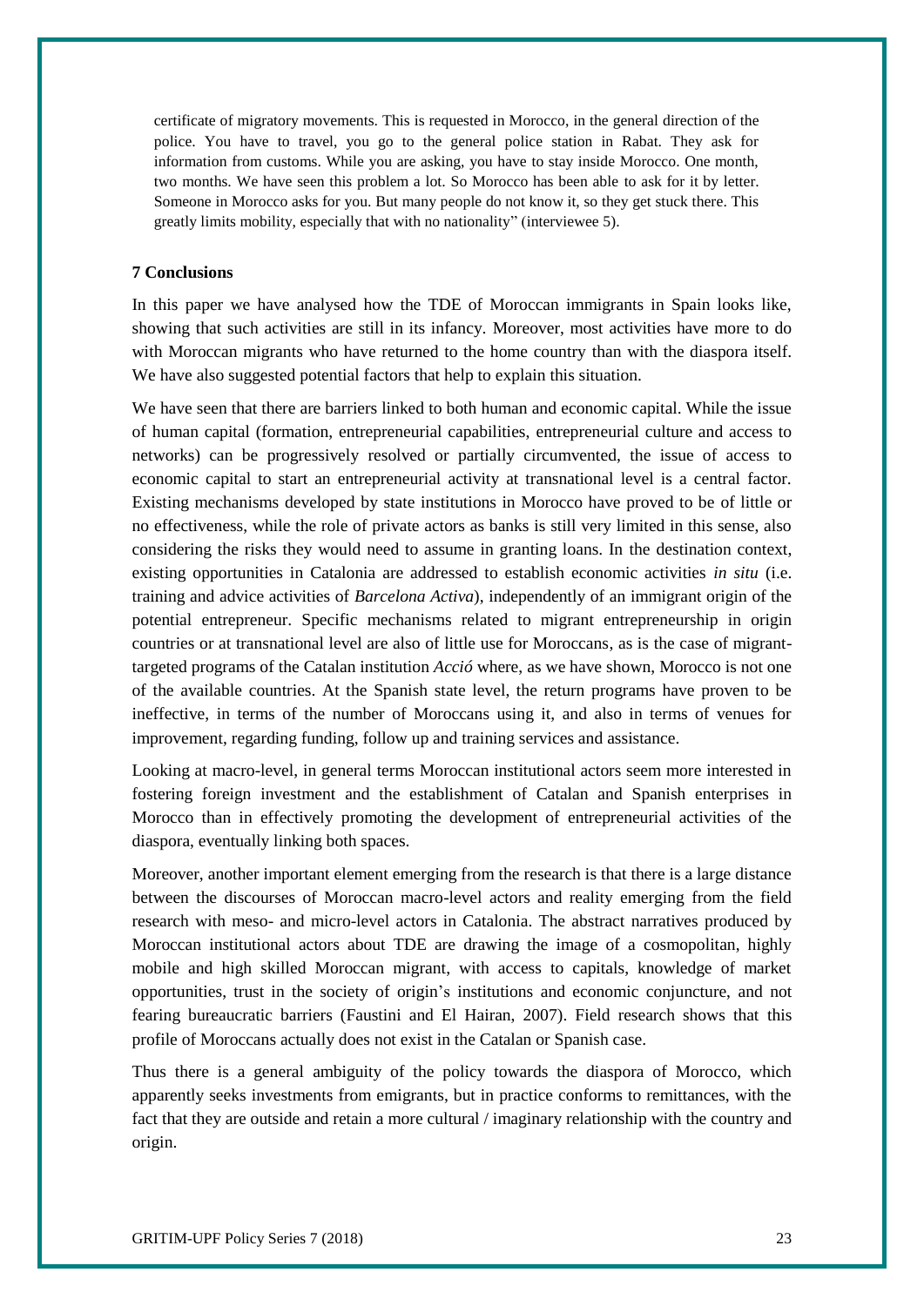certificate of migratory movements. This is requested in Morocco, in the general direction of the police. You have to travel, you go to the general police station in Rabat. They ask for information from customs. While you are asking, you have to stay inside Morocco. One month, two months. We have seen this problem a lot. So Morocco has been able to ask for it by letter. Someone in Morocco asks for you. But many people do not know it, so they get stuck there. This greatly limits mobility, especially that with no nationality" (interviewee 5).

## 7 Conclusions

In this paper we have analysed how the TDE of Moroccan immigrants in Spain looks like, showing that such activities are still in its infancy. Moreover, most activities have more to do with Moroccan migrants who have returned to the home country than with the diaspora itself. We have also suggested potential factors that help to explain this situation.

We have seen that there are barriers linked to both human and economic capital. While the issue of human capital (formation, entrepreneurial capabilities, entrepreneurial culture and access to networks) can be progressively resolved or partially circumvented, the issue of access to economic capital to start an entrepreneurial activity at transnational level is a central factor. Existing mechanisms developed by state institutions in Morocco have proved to be of little or no effectiveness, while the role of private actors as banks is still very limited in this sense, also considering the risks they would need to assume in granting loans. In the destination context, existing opportunities in Catalonia are addressed to establish economic activities *in situ* (i.e. training and advice activities of *Barcelona Activa*), independently of an immigrant origin of the potential entrepreneur. Specific mechanisms related to migrant entrepreneurship in origin countries or at transnational level are also of little use for Moroccans, as is the case of migrant-targeted programs of the Catalan institution *Acció* where, as we have shown, Morocco is not one of the available countries. At the Spanish state level, the return programs have proven to be ineffective, in terms of the number of Moroccans using it, and also in terms of venues for improvement, regarding funding, follow up and training services and assistance.

Looking at macro-level, in general terms Moroccan institutional actors seem more interested in fostering foreign investment and the establishment of Catalan and Spanish enterprises in Morocco than in effectively promoting the development of entrepreneurial activities of the diaspora, eventually linking both spaces.

Moreover, another important element emerging from the research is that there is a large distance between the discourses of Moroccan macro-level actors and reality emerging from the field research with meso- and micro-level actors in Catalonia. The abstract narratives produced by Moroccan institutional actors about TDE are drawing the image of a cosmopolitan, highly mobile and high skilled Moroccan migrant, with access to capitals, knowledge of market opportunities, trust in the society of origin's institutions and economic conjuncture, and not fearing bureaucratic barriers (Faustini and El Hairan, 2007). Field research shows that this profile of Moroccans actually does not exist in the Catalan or Spanish case.

Thus there is a general ambiguity of the policy towards the diaspora of Morocco, which apparently seeks investments from emigrants, but in practice conforms to remittances, with the fact that they are outside and retain a more cultural / imaginary relationship with the country and origin.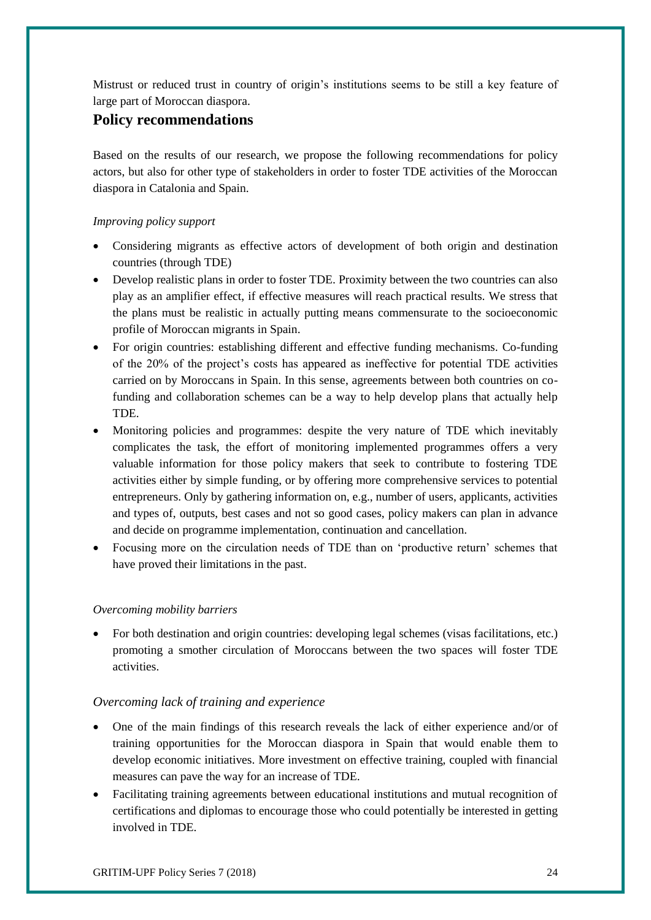Mistrust or reduced trust in country of origin's institutions seems to be still a key feature of large part of Moroccan diaspora.

## Policy recommendations

Based on the results of our research, we propose the following recommendations for policy actors, but also for other type of stakeholders in order to foster TDE activities of the Moroccan diaspora in Catalonia and Spain.

*Improving policy support*

- Considering migrants as effective actors of development of both origin and destination countries (through TDE)
- Develop realistic plans in order to foster TDE. Proximity between the two countries can also play as an amplifier effect, if effective measures will reach practical results. We stress that the plans must be realistic in actually putting means commensurate to the socioeconomic profile of Moroccan migrants in Spain.
- For origin countries: establishing different and effective funding mechanisms. Co-funding of the 20% of the project's costs has appeared as ineffective for potential TDE activities carried on by Moroccans in Spain. In this sense, agreements between both countries on co-funding and collaboration schemes can be a way to help develop plans that actually help TDE.
- Monitoring policies and programmes: despite the very nature of TDE which inevitably complicates the task, the effort of monitoring implemented programmes offers a very valuable information for those policy makers that seek to contribute to fostering TDE activities either by simple funding, or by offering more comprehensive services to potential entrepreneurs. Only by gathering information on, e.g., number of users, applicants, activities and types of, outputs, best cases and not so good cases, policy makers can plan in advance and decide on programme implementation, continuation and cancellation.
- Focusing more on the circulation needs of TDE than on 'productive return' schemes that have proved their limitations in the past.

*Overcoming mobility barriers*

- For both destination and origin countries: developing legal schemes (visas facilitations, etc.) promoting a smother circulation of Moroccans between the two spaces will foster TDE activities.

*Overcoming lack of training and experience*

- One of the main findings of this research reveals the lack of either experience and/or of training opportunities for the Moroccan diaspora in Spain that would enable them to develop economic initiatives. More investment on effective training, coupled with financial measures can pave the way for an increase of TDE.
- Facilitating training agreements between educational institutions and mutual recognition of certifications and diplomas to encourage those who could potentially be interested in getting involved in TDE.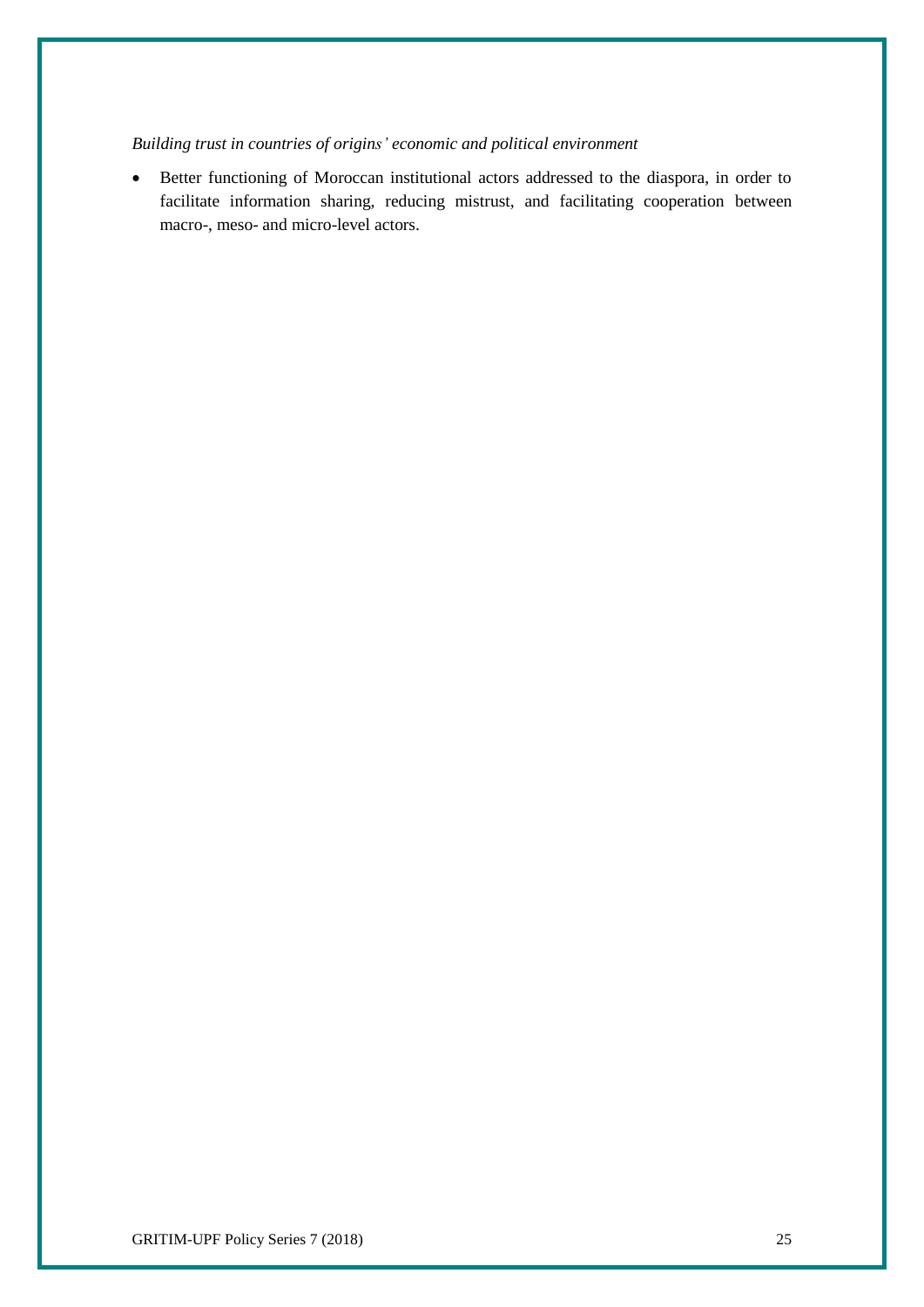*Building trust in countries of origins' economic and political environment*

- Better functioning of Moroccan institutional actors addressed to the diaspora, in order to facilitate information sharing, reducing mistrust, and facilitating cooperation between macro-, meso- and micro-level actors.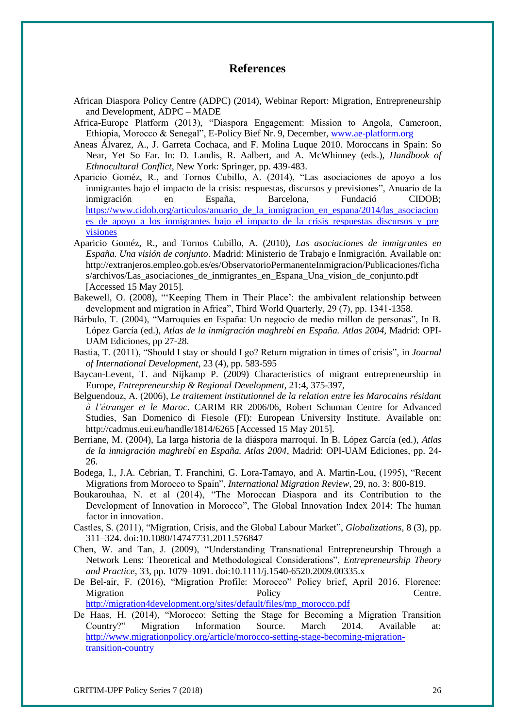## References

African Diaspora Policy Centre (ADPC) (2014), Webinar Report: Migration, Entrepreneurship and Development, ADPC – MADE

Africa-Europe Platform (2013), "Diaspora Engagement: Mission to Angola, Cameroon, Ethiopia, Morocco & Senegal", E-Policy Bief Nr. 9, December, www.ae-platform.org

Aneas Álvarez, A., J. Garreta Cochaca, and F. Molina Luque 2010. Moroccans in Spain: So Near, Yet So Far. In: D. Landis, R. Aalbert, and A. McWhinney (eds.), *Handbook of Ethnocultural Conflict*, New York: Springer, pp. 439-483.

Aparicio Goméz, R., and Tornos Cubillo, A. (2014), "Las asociaciones de apoyo a los inmigrantes bajo el impacto de la crisis: respuestas, discursos y previsiones", Anuario de la inmigración en España, Barcelona, Fundació CIDOB; https://www.cidob.org/articulos/anuario_de_la_inmigracion_en_espana/2014/las_asociaciones_de_apoyo_a_los_inmigrantes_bajo_el_impacto_de_la_crisis_respuestas_discursos_y_previsiones

Aparicio Goméz, R., and Tornos Cubillo, A. (2010), *Las asociaciones de inmigrantes en España. Una visión de conjunto*. Madrid: Ministerio de Trabajo e Inmigración. Available on: http://extranjeros.empleo.gob.es/es/ObservatorioPermanenteInmigracion/Publicaciones/fichas/archivos/Las_asociaciones_de_inmigrantes_en_Espana_Una_vision_de_conjunto.pdf [Accessed 15 May 2015].

Bakewell, O. (2008), "'Keeping Them in Their Place': the ambivalent relationship between development and migration in Africa", Third World Quarterly, 29 (7), pp. 1341-1358.

Bárbulo, T. (2004), "Marroquíes en España: Un negocio de medio millon de personas", In B. López García (ed.), *Atlas de la inmigración maghrebí en España. Atlas 2004*, Madrid: OPI-UAM Ediciones, pp 27-28.

Bastia, T. (2011), "Should I stay or should I go? Return migration in times of crisis", in *Journal of International Development*, 23 (4), pp. 583-595

Baycan-Levent, T. and Nijkamp P. (2009) Characteristics of migrant entrepreneurship in Europe, *Entrepreneurship & Regional Development*, 21:4, 375-397,

Belguendouz, A. (2006), *Le traitement institutionnel de la relation entre les Marocains résidant à l'étranger et le Maroc*. CARIM RR 2006/06, Robert Schuman Centre for Advanced Studies, San Domenico di Fiesole (FI): European University Institute. Available on: http://cadmus.eui.eu/handle/1814/6265 [Accessed 15 May 2015].

Berriane, M. (2004), La larga historia de la diáspora marroquí. In B. López García (ed.), *Atlas de la inmigración maghrebí en España. Atlas 2004*, Madrid: OPI-UAM Ediciones, pp. 24-26.

Bodega, I., J.A. Cebrian, T. Franchini, G. Lora-Tamayo, and A. Martin-Lou, (1995), "Recent Migrations from Morocco to Spain", *International Migration Review*, 29, no. 3: 800-819.

Boukarouhaa, N. et al (2014), "The Moroccan Diaspora and its Contribution to the Development of Innovation in Morocco", The Global Innovation Index 2014: The human factor in innovation.

Castles, S. (2011), "Migration, Crisis, and the Global Labour Market", *Globalizations*, 8 (3), pp. 311–324. doi:10.1080/14747731.2011.576847

Chen, W. and Tan, J. (2009), "Understanding Transnational Entrepreneurship Through a Network Lens: Theoretical and Methodological Considerations", *Entrepreneurship Theory and Practice*, 33, pp. 1079–1091. doi:10.1111/j.1540-6520.2009.00335.x

De Bel-air, F. (2016), "Migration Profile: Morocco" Policy brief, April 2016. Florence: Migration Policy Centre. http://migration4development.org/sites/default/files/mp_morocco.pdf

De Haas, H. (2014), "Morocco: Setting the Stage for Becoming a Migration Transition Country?" Migration Information Source. March 2014. Available at: http://www.migrationpolicy.org/article/morocco-setting-stage-becoming-migration-transition-country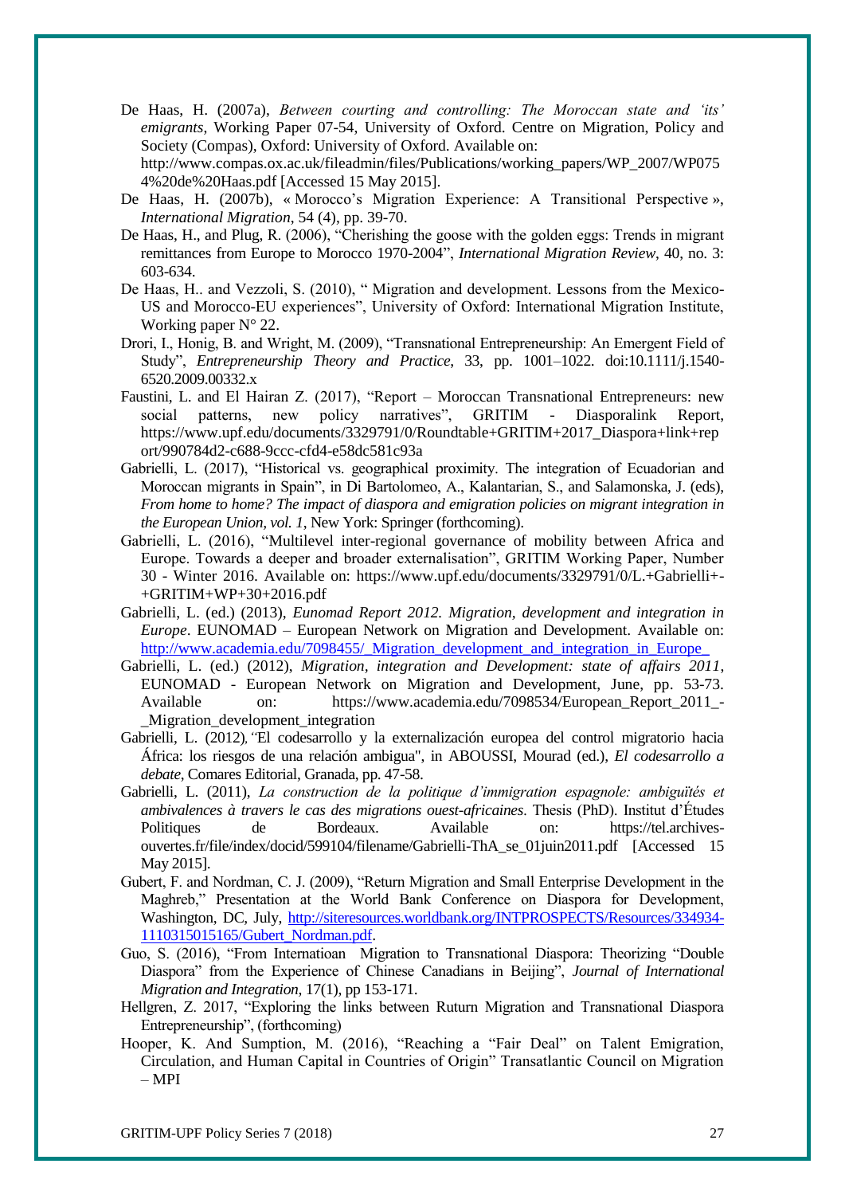De Haas, H. (2007a), *Between courting and controlling: The Moroccan state and 'its' emigrants*, Working Paper 07-54, University of Oxford. Centre on Migration, Policy and Society (Compas), Oxford: University of Oxford. Available on: http://www.compas.ox.ac.uk/fileadmin/files/Publications/working_papers/WP_2007/WP0754%20de%20Haas.pdf [Accessed 15 May 2015].

De Haas, H. (2007b), « Morocco's Migration Experience: A Transitional Perspective », *International Migration*, 54 (4), pp. 39-70.

De Haas, H., and Plug, R. (2006), "Cherishing the goose with the golden eggs: Trends in migrant remittances from Europe to Morocco 1970-2004", *International Migration Review*, 40, no. 3: 603-634.

De Haas, H.. and Vezzoli, S. (2010), " Migration and development. Lessons from the Mexico-US and Morocco-EU experiences", University of Oxford: International Migration Institute, Working paper N° 22.

Drori, I., Honig, B. and Wright, M. (2009), "Transnational Entrepreneurship: An Emergent Field of Study", *Entrepreneurship Theory and Practice*, 33, pp. 1001–1022. doi:10.1111/j.1540-6520.2009.00332.x

Faustini, L. and El Hairan Z. (2017), "Report – Moroccan Transnational Entrepreneurs: new social patterns, new policy narratives", GRITIM - Diasporalink Report, https://www.upf.edu/documents/3329791/0/Roundtable+GRITIM+2017_Diaspora+link+report/990784d2-c688-9ccc-cfd4-e58dc581c93a

Gabrielli, L. (2017), "Historical vs. geographical proximity. The integration of Ecuadorian and Moroccan migrants in Spain", in Di Bartolomeo, A., Kalantarian, S., and Salamonska, J. (eds), *From home to home? The impact of diaspora and emigration policies on migrant integration in the European Union, vol. 1*, New York: Springer (forthcoming).

Gabrielli, L. (2016), "Multilevel inter-regional governance of mobility between Africa and Europe. Towards a deeper and broader externalisation", GRITIM Working Paper, Number 30 - Winter 2016. Available on: https://www.upf.edu/documents/3329791/0/L.+Gabrielli+-+GRITIM+WP+30+2016.pdf

Gabrielli, L. (ed.) (2013), *Eunomad Report 2012. Migration, development and integration in Europe*. EUNOMAD – European Network on Migration and Development. Available on: http://www.academia.edu/7098455/_Migration_development_and_integration_in_Europe_

Gabrielli, L. (ed.) (2012), *Migration, integration and Development: state of affairs 2011*, EUNOMAD - European Network on Migration and Development, June, pp. 53-73. Available on: https://www.academia.edu/7098534/European_Report_2011_-_Migration_development_integration

Gabrielli, L. (2012), "El codesarrollo y la externalización europea del control migratorio hacia África: los riesgos de una relación ambigua", in ABOUSSI, Mourad (ed.), *El codesarrollo a debate*, Comares Editorial, Granada, pp. 47-58.

Gabrielli, L. (2011), *La construction de la politique d'immigration espagnole: ambiguïtés et ambivalences à travers le cas des migrations ouest-africaines*. Thesis (PhD). Institut d'Études Politiques de Bordeaux. Available on: https://tel.archives-ouvertes.fr/file/index/docid/599104/filename/Gabrielli-ThA_se_01juin2011.pdf [Accessed 15 May 2015].

Gubert, F. and Nordman, C. J. (2009), "Return Migration and Small Enterprise Development in the Maghreb," Presentation at the World Bank Conference on Diaspora for Development, Washington, DC, July, http://siteresources.worldbank.org/INTPROSPECTS/Resources/334934-1110315015165/Gubert_Nordman.pdf.

Guo, S. (2016), "From Internatioan Migration to Transnational Diaspora: Theorizing "Double Diaspora" from the Experience of Chinese Canadians in Beijing", *Journal of International Migration and Integration*, 17(1), pp 153-171.

Hellgren, Z. 2017, "Exploring the links between Ruturn Migration and Transnational Diaspora Entrepreneurship", (forthcoming)

Hooper, K. And Sumption, M. (2016), "Reaching a "Fair Deal" on Talent Emigration, Circulation, and Human Capital in Countries of Origin" Transatlantic Council on Migration – MPI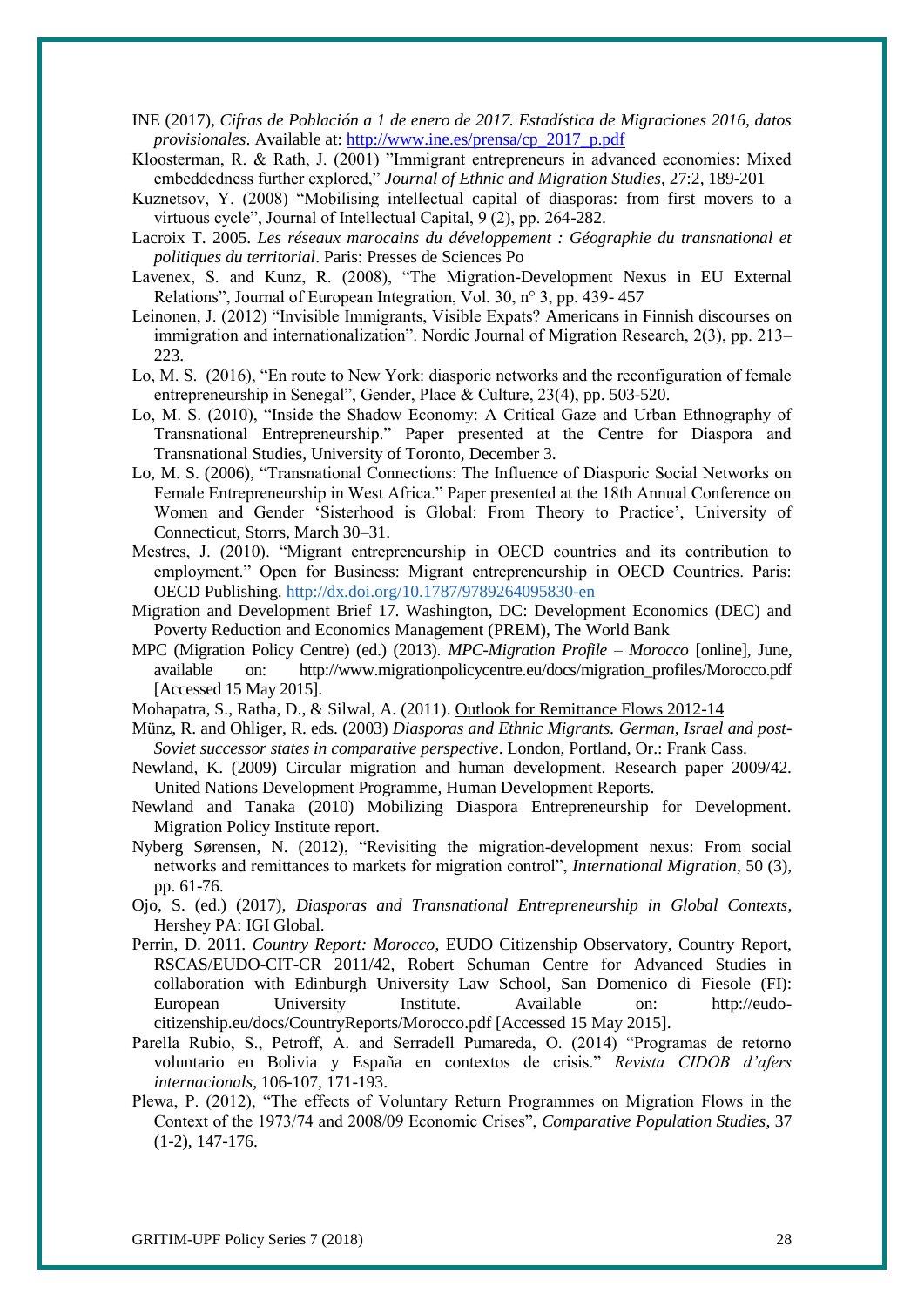INE (2017), *Cifras de Población a 1 de enero de 2017. Estadística de Migraciones 2016, datos provisionales*. Available at: http://www.ine.es/prensa/cp_2017_p.pdf

Kloosterman, R. & Rath, J. (2001) "Immigrant entrepreneurs in advanced economies: Mixed embeddedness further explored," *Journal of Ethnic and Migration Studies*, 27:2, 189-201

Kuznetsov, Y. (2008) "Mobilising intellectual capital of diasporas: from first movers to a virtuous cycle", Journal of Intellectual Capital, 9 (2), pp. 264-282.

Lacroix T. 2005. *Les réseaux marocains du développement : Géographie du transnational et politiques du territorial*. Paris: Presses de Sciences Po

Lavenex, S. and Kunz, R. (2008), "The Migration-Development Nexus in EU External Relations", Journal of European Integration, Vol. 30, n° 3, pp. 439- 457

Leinonen, J. (2012) "Invisible Immigrants, Visible Expats? Americans in Finnish discourses on immigration and internationalization". Nordic Journal of Migration Research, 2(3), pp. 213–223.

Lo, M. S. (2016), "En route to New York: diasporic networks and the reconfiguration of female entrepreneurship in Senegal", Gender, Place & Culture, 23(4), pp. 503-520.

Lo, M. S. (2010), "Inside the Shadow Economy: A Critical Gaze and Urban Ethnography of Transnational Entrepreneurship." Paper presented at the Centre for Diaspora and Transnational Studies, University of Toronto, December 3.

Lo, M. S. (2006), "Transnational Connections: The Influence of Diasporic Social Networks on Female Entrepreneurship in West Africa." Paper presented at the 18th Annual Conference on Women and Gender 'Sisterhood is Global: From Theory to Practice', University of Connecticut, Storrs, March 30–31.

Mestres, J. (2010). "Migrant entrepreneurship in OECD countries and its contribution to employment." Open for Business: Migrant entrepreneurship in OECD Countries. Paris: OECD Publishing. http://dx.doi.org/10.1787/9789264095830-en

Migration and Development Brief 17. Washington, DC: Development Economics (DEC) and Poverty Reduction and Economics Management (PREM), The World Bank

MPC (Migration Policy Centre) (ed.) (2013). *MPC-Migration Profile – Morocco* [online], June, available on: http://www.migrationpolicycentre.eu/docs/migration_profiles/Morocco.pdf [Accessed 15 May 2015].

Mohapatra, S., Ratha, D., & Silwal, A. (2011). Outlook for Remittance Flows 2012-14

Münz, R. and Ohliger, R. eds. (2003) *Diasporas and Ethnic Migrants. German, Israel and post-Soviet successor states in comparative perspective*. London, Portland, Or.: Frank Cass.

Newland, K. (2009) Circular migration and human development. Research paper 2009/42. United Nations Development Programme, Human Development Reports.

Newland and Tanaka (2010) Mobilizing Diaspora Entrepreneurship for Development. Migration Policy Institute report.

Nyberg Sørensen, N. (2012), "Revisiting the migration-development nexus: From social networks and remittances to markets for migration control", *International Migration*, 50 (3), pp. 61-76.

Ojo, S. (ed.) (2017), *Diasporas and Transnational Entrepreneurship in Global Contexts*, Hershey PA: IGI Global.

Perrin, D. 2011. *Country Report: Morocco*, EUDO Citizenship Observatory, Country Report, RSCAS/EUDO-CIT-CR 2011/42, Robert Schuman Centre for Advanced Studies in collaboration with Edinburgh University Law School, San Domenico di Fiesole (FI): European University Institute. Available on: http://eudo-citizenship.eu/docs/CountryReports/Morocco.pdf [Accessed 15 May 2015].

Parella Rubio, S., Petroff, A. and Serradell Pumareda, O. (2014) "Programas de retorno voluntario en Bolivia y España en contextos de crisis." *Revista CIDOB d'afers internacionals*, 106-107, 171-193.

Plewa, P. (2012), "The effects of Voluntary Return Programmes on Migration Flows in the Context of the 1973/74 and 2008/09 Economic Crises", *Comparative Population Studies*, 37 (1-2), 147-176.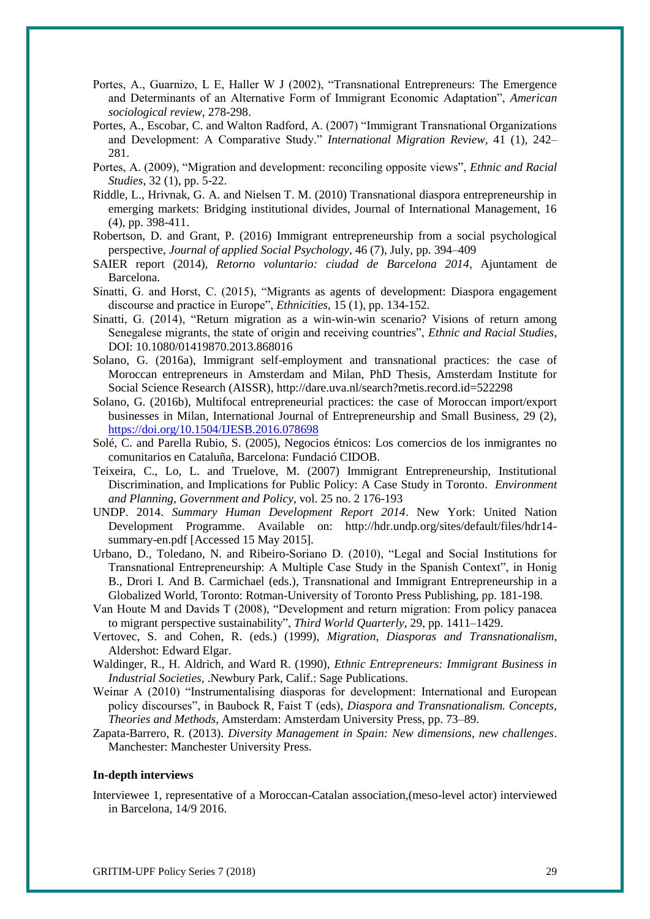Portes, A., Guarnizo, L E, Haller W J (2002), "Transnational Entrepreneurs: The Emergence and Determinants of an Alternative Form of Immigrant Economic Adaptation", *American sociological review*, 278-298.

Portes, A., Escobar, C. and Walton Radford, A. (2007) "Immigrant Transnational Organizations and Development: A Comparative Study." *International Migration Review*, 41 (1), 242–281.

Portes, A. (2009), "Migration and development: reconciling opposite views", *Ethnic and Racial Studies*, 32 (1), pp. 5-22.

Riddle, L., Hrivnak, G. A. and Nielsen T. M. (2010) Transnational diaspora entrepreneurship in emerging markets: Bridging institutional divides, Journal of International Management, 16 (4), pp. 398-411.

Robertson, D. and Grant, P. (2016) Immigrant entrepreneurship from a social psychological perspective, *Journal of applied Social Psychology*, 46 (7), July, pp. 394–409

SAIER report (2014), *Retorno voluntario: ciudad de Barcelona 2014*, Ajuntament de Barcelona.

Sinatti, G. and Horst, C. (2015), "Migrants as agents of development: Diaspora engagement discourse and practice in Europe", *Ethnicities*, 15 (1), pp. 134-152.

Sinatti, G. (2014), "Return migration as a win-win-win scenario? Visions of return among Senegalese migrants, the state of origin and receiving countries", *Ethnic and Racial Studies*, DOI: 10.1080/01419870.2013.868016

Solano, G. (2016a), Immigrant self-employment and transnational practices: the case of Moroccan entrepreneurs in Amsterdam and Milan, PhD Thesis, Amsterdam Institute for Social Science Research (AISSR), http://dare.uva.nl/search?metis.record.id=522298

Solano, G. (2016b), Multifocal entrepreneurial practices: the case of Moroccan import/export businesses in Milan, International Journal of Entrepreneurship and Small Business, 29 (2), https://doi.org/10.1504/IJESB.2016.078698

Solé, C. and Parella Rubio, S. (2005), Negocios étnicos: Los comercios de los inmigrantes no comunitarios en Cataluña, Barcelona: Fundació CIDOB.

Teixeira, C., Lo, L. and Truelove, M. (2007) Immigrant Entrepreneurship, Institutional Discrimination, and Implications for Public Policy: A Case Study in Toronto. *Environment and Planning, Government and Policy*, vol. 25 no. 2 176-193

UNDP. 2014. *Summary Human Development Report 2014*. New York: United Nation Development Programme. Available on: http://hdr.undp.org/sites/default/files/hdr14-summary-en.pdf [Accessed 15 May 2015].

Urbano, D., Toledano, N. and Ribeiro-Soriano D. (2010), "Legal and Social Institutions for Transnational Entrepreneurship: A Multiple Case Study in the Spanish Context", in Honig B., Drori I. And B. Carmichael (eds.), Transnational and Immigrant Entrepreneurship in a Globalized World, Toronto: Rotman-University of Toronto Press Publishing, pp. 181-198.

Van Houte M and Davids T (2008), "Development and return migration: From policy panacea to migrant perspective sustainability", *Third World Quarterly*, 29, pp. 1411–1429.

Vertovec, S. and Cohen, R. (eds.) (1999), *Migration, Diasporas and Transnationalism*, Aldershot: Edward Elgar.

Waldinger, R., H. Aldrich, and Ward R. (1990), *Ethnic Entrepreneurs: Immigrant Business in Industrial Societies*, .Newbury Park, Calif.: Sage Publications.

Weinar A (2010) "Instrumentalising diasporas for development: International and European policy discourses", in Baubock R, Faist T (eds), *Diaspora and Transnationalism. Concepts, Theories and Methods*, Amsterdam: Amsterdam University Press, pp. 73–89.

Zapata-Barrero, R. (2013). *Diversity Management in Spain: New dimensions, new challenges*. Manchester: Manchester University Press.

**In-depth interviews**

Interviewee 1, representative of a Moroccan-Catalan association,(meso-level actor) interviewed in Barcelona, 14/9 2016.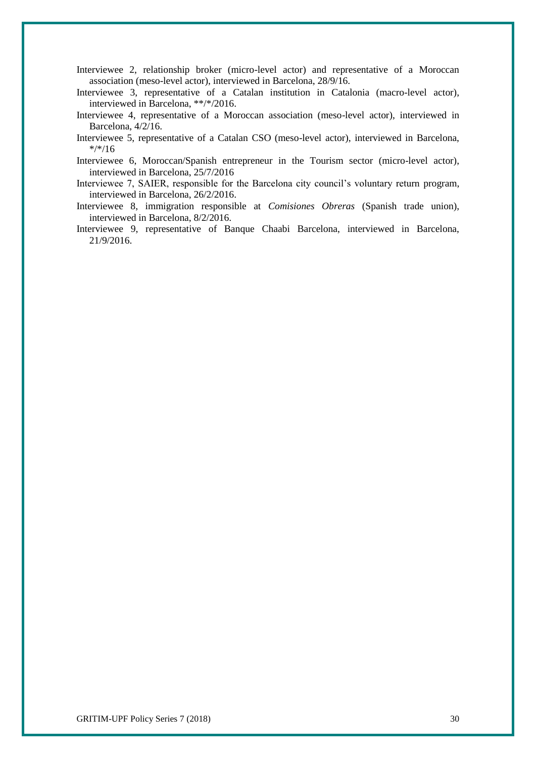Interviewee 2, relationship broker (micro-level actor) and representative of a Moroccan association (meso-level actor), interviewed in Barcelona, 28/9/16.

Interviewee 3, representative of a Catalan institution in Catalonia (macro-level actor), interviewed in Barcelona, **/*/2016.

Interviewee 4, representative of a Moroccan association (meso-level actor), interviewed in Barcelona, 4/2/16.

Interviewee 5, representative of a Catalan CSO (meso-level actor), interviewed in Barcelona, */*/16

Interviewee 6, Moroccan/Spanish entrepreneur in the Tourism sector (micro-level actor), interviewed in Barcelona, 25/7/2016

Interviewee 7, SAIER, responsible for the Barcelona city council's voluntary return program, interviewed in Barcelona, 26/2/2016.

Interviewee 8, immigration responsible at *Comisiones Obreras* (Spanish trade union), interviewed in Barcelona, 8/2/2016.

Interviewee 9, representative of Banque Chaabi Barcelona, interviewed in Barcelona, 21/9/2016.